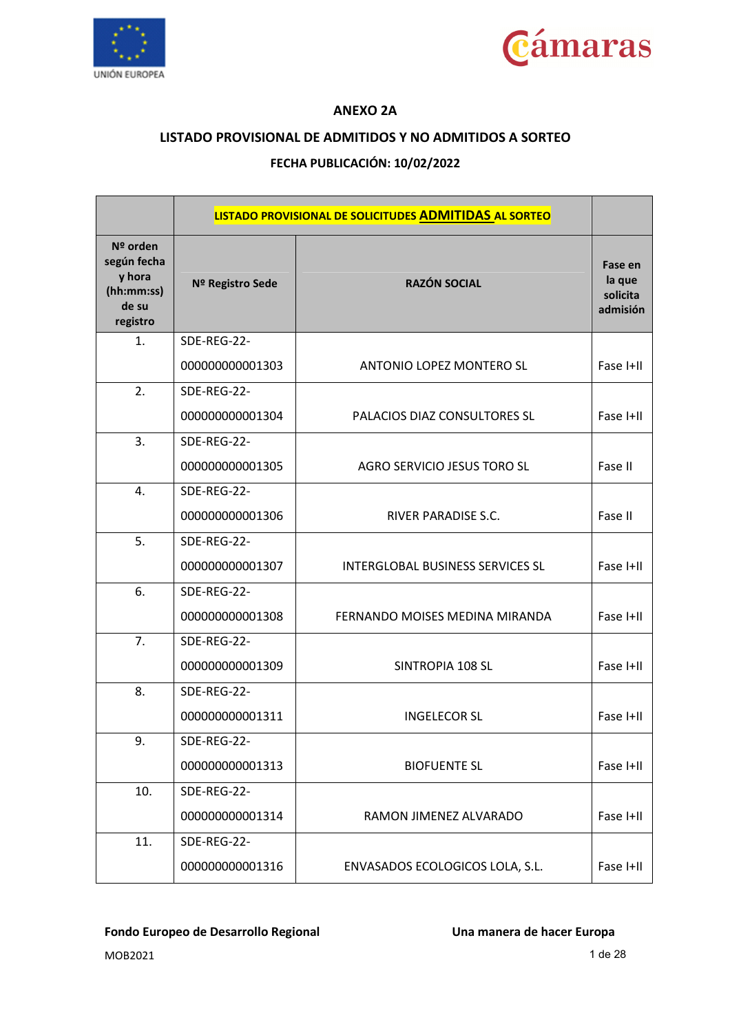# ANEXO 2A

## LISTADO PROVISIONAL DE ADMITIDOS Y NO ADMITIDOS A SORTEO

### FECHA PUBLICACIÓN: 10/02/2022

| | LISTADO PROVISIONAL DE SOLICITUDES **ADMITIDAS** AL SORTEO | | |
|---|---|---|---|
| **Nº orden según fecha y hora (hh:mm:ss) de su registro** | **Nº Registro Sede** | **RAZÓN SOCIAL** | **Fase en la que solicita admisión** |
| 1. | SDE-REG-22-000000000001303 | ANTONIO LOPEZ MONTERO SL | Fase I+II |
| 2. | SDE-REG-22-000000000001304 | PALACIOS DIAZ CONSULTORES SL | Fase I+II |
| 3. | SDE-REG-22-000000000001305 | AGRO SERVICIO JESUS TORO SL | Fase II |
| 4. | SDE-REG-22-000000000001306 | RIVER PARADISE S.C. | Fase II |
| 5. | SDE-REG-22-000000000001307 | INTERGLOBAL BUSINESS SERVICES SL | Fase I+II |
| 6. | SDE-REG-22-000000000001308 | FERNANDO MOISES MEDINA MIRANDA | Fase I+II |
| 7. | SDE-REG-22-000000000001309 | SINTROPIA 108 SL | Fase I+II |
| 8. | SDE-REG-22-000000000001311 | INGELECOR SL | Fase I+II |
| 9. | SDE-REG-22-000000000001313 | BIOFUENTE SL | Fase I+II |
| 10. | SDE-REG-22-000000000001314 | RAMON JIMENEZ ALVARADO | Fase I+II |
| 11. | SDE-REG-22-000000000001316 | ENVASADOS ECOLOGICOS LOLA, S.L. | Fase I+II |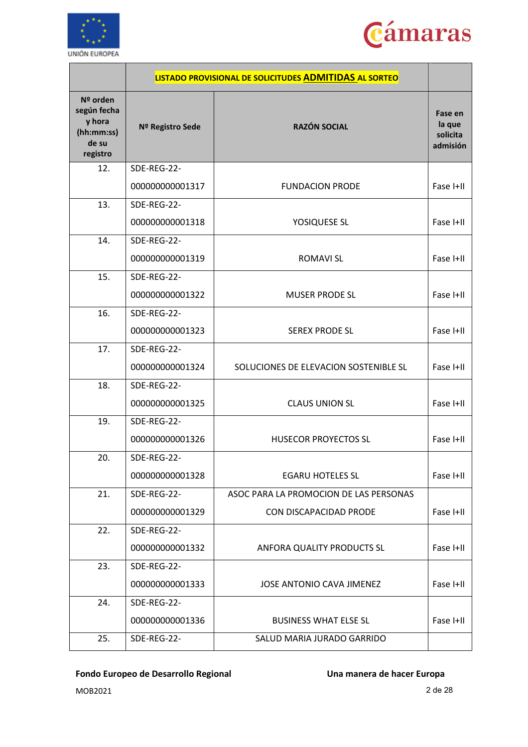| | LISTADO PROVISIONAL DE SOLICITUDES **ADMITIDAS** AL SORTEO | | |
|---|---|---|---|
| **Nº orden según fecha y hora (hh:mm:ss) de su registro** | **Nº Registro Sede** | **RAZÓN SOCIAL** | **Fase en la que solicita admisión** |
| 12. | SDE-REG-22-000000000001317 | FUNDACION PRODE | Fase I+II |
| 13. | SDE-REG-22-000000000001318 | YOSIQUESE SL | Fase I+II |
| 14. | SDE-REG-22-000000000001319 | ROMAVI SL | Fase I+II |
| 15. | SDE-REG-22-000000000001322 | MUSER PRODE SL | Fase I+II |
| 16. | SDE-REG-22-000000000001323 | SEREX PRODE SL | Fase I+II |
| 17. | SDE-REG-22-000000000001324 | SOLUCIONES DE ELEVACION SOSTENIBLE SL | Fase I+II |
| 18. | SDE-REG-22-000000000001325 | CLAUS UNION SL | Fase I+II |
| 19. | SDE-REG-22-000000000001326 | HUSECOR PROYECTOS SL | Fase I+II |
| 20. | SDE-REG-22-000000000001328 | EGARU HOTELES SL | Fase I+II |
| 21. | SDE-REG-22-000000000001329 | ASOC PARA LA PROMOCION DE LAS PERSONAS CON DISCAPACIDAD PRODE | Fase I+II |
| 22. | SDE-REG-22-000000000001332 | ANFORA QUALITY PRODUCTS SL | Fase I+II |
| 23. | SDE-REG-22-000000000001333 | JOSE ANTONIO CAVA JIMENEZ | Fase I+II |
| 24. | SDE-REG-22-000000000001336 | BUSINESS WHAT ELSE SL | Fase I+II |
| 25. | SDE-REG-22- | SALUD MARIA JURADO GARRIDO | |

**Fondo Europeo de Desarrollo Regional** **Una manera de hacer Europa**

MOB2021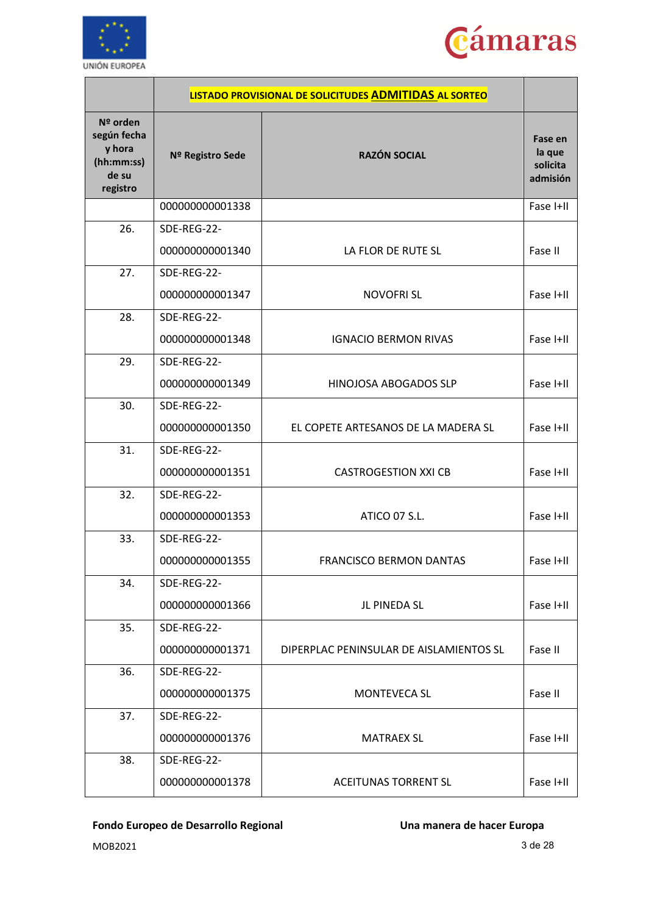| | LISTADO PROVISIONAL DE SOLICITUDES **ADMITIDAS** AL SORTEO | | |
|---|---|---|---|
| **Nº orden según fecha y hora (hh:mm:ss) de su registro** | **Nº Registro Sede** | **RAZÓN SOCIAL** | **Fase en la que solicita admisión** |
| | 000000000001338 | | Fase I+II |
| 26. | SDE-REG-22-000000000001340 | LA FLOR DE RUTE SL | Fase II |
| 27. | SDE-REG-22-000000000001347 | NOVOFRI SL | Fase I+II |
| 28. | SDE-REG-22-000000000001348 | IGNACIO BERMON RIVAS | Fase I+II |
| 29. | SDE-REG-22-000000000001349 | HINOJOSA ABOGADOS SLP | Fase I+II |
| 30. | SDE-REG-22-000000000001350 | EL COPETE ARTESANOS DE LA MADERA SL | Fase I+II |
| 31. | SDE-REG-22-000000000001351 | CASTROGESTION XXI CB | Fase I+II |
| 32. | SDE-REG-22-000000000001353 | ATICO 07 S.L. | Fase I+II |
| 33. | SDE-REG-22-000000000001355 | FRANCISCO BERMON DANTAS | Fase I+II |
| 34. | SDE-REG-22-000000000001366 | JL PINEDA SL | Fase I+II |
| 35. | SDE-REG-22-000000000001371 | DIPERPLAC PENINSULAR DE AISLAMIENTOS SL | Fase II |
| 36. | SDE-REG-22-000000000001375 | MONTEVECA SL | Fase II |
| 37. | SDE-REG-22-000000000001376 | MATRAEX SL | Fase I+II |
| 38. | SDE-REG-22-000000000001378 | ACEITUNAS TORRENT SL | Fase I+II |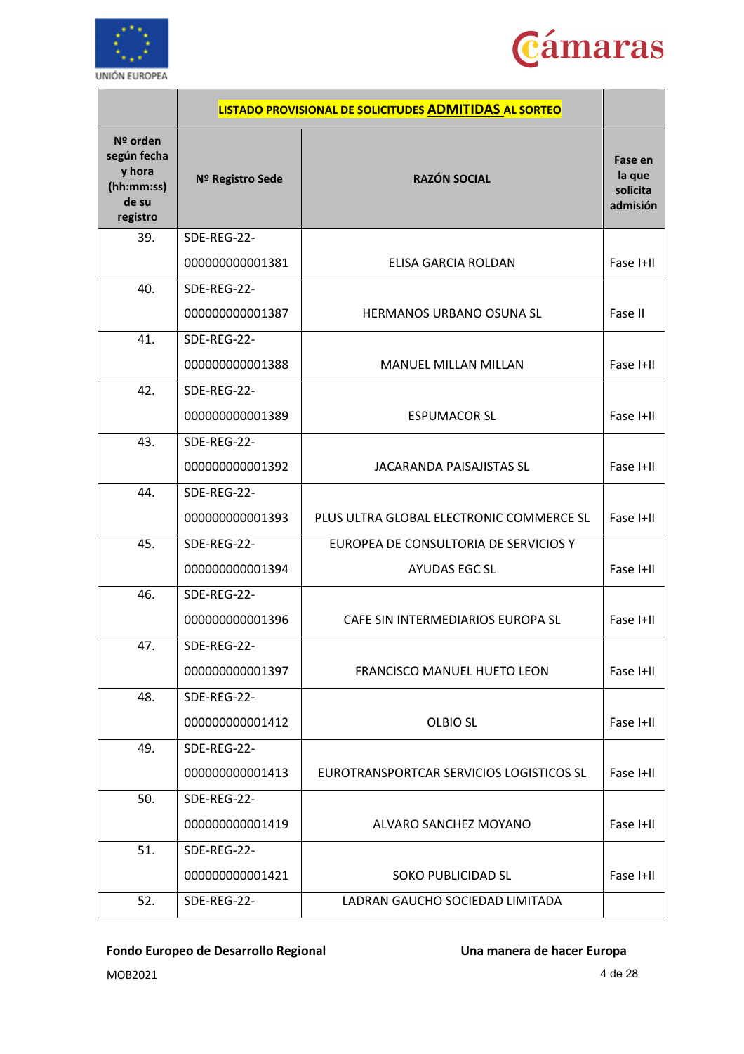| | LISTADO PROVISIONAL DE SOLICITUDES **ADMITIDAS** AL SORTEO | | |
|---|---|---|---|
| **Nº orden según fecha y hora (hh:mm:ss) de su registro** | **Nº Registro Sede** | **RAZÓN SOCIAL** | **Fase en la que solicita admisión** |
| 39. | SDE-REG-22-000000000001381 | ELISA GARCIA ROLDAN | Fase I+II |
| 40. | SDE-REG-22-000000000001387 | HERMANOS URBANO OSUNA SL | Fase II |
| 41. | SDE-REG-22-000000000001388 | MANUEL MILLAN MILLAN | Fase I+II |
| 42. | SDE-REG-22-000000000001389 | ESPUMACOR SL | Fase I+II |
| 43. | SDE-REG-22-000000000001392 | JACARANDA PAISAJISTAS SL | Fase I+II |
| 44. | SDE-REG-22-000000000001393 | PLUS ULTRA GLOBAL ELECTRONIC COMMERCE SL | Fase I+II |
| 45. | SDE-REG-22-000000000001394 | EUROPEA DE CONSULTORIA DE SERVICIOS Y AYUDAS EGC SL | Fase I+II |
| 46. | SDE-REG-22-000000000001396 | CAFE SIN INTERMEDIARIOS EUROPA SL | Fase I+II |
| 47. | SDE-REG-22-000000000001397 | FRANCISCO MANUEL HUETO LEON | Fase I+II |
| 48. | SDE-REG-22-000000000001412 | OLBIO SL | Fase I+II |
| 49. | SDE-REG-22-000000000001413 | EUROTRANSPORTCAR SERVICIOS LOGISTICOS SL | Fase I+II |
| 50. | SDE-REG-22-000000000001419 | ALVARO SANCHEZ MOYANO | Fase I+II |
| 51. | SDE-REG-22-000000000001421 | SOKO PUBLICIDAD SL | Fase I+II |
| 52. | SDE-REG-22- | LADRAN GAUCHO SOCIEDAD LIMITADA | |

**Fondo Europeo de Desarrollo Regional** **Una manera de hacer Europa**

MOB2021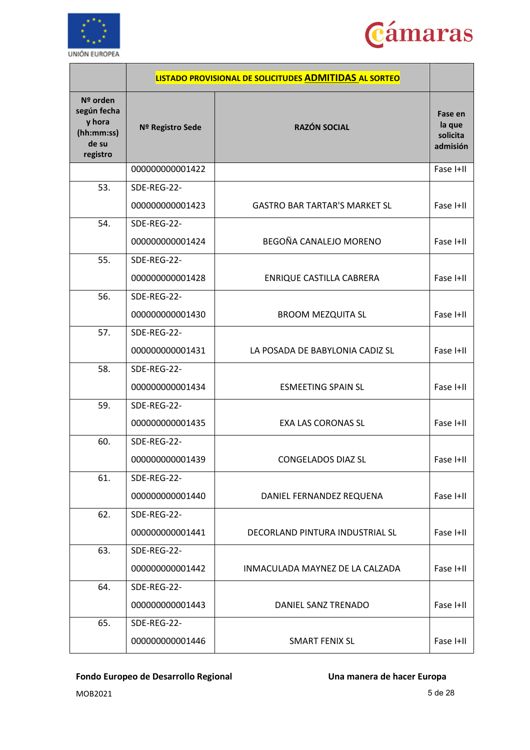| | LISTADO PROVISIONAL DE SOLICITUDES **ADMITIDAS** AL SORTEO | | |
|---|---|---|---|
| **Nº orden según fecha y hora (hh:mm:ss) de su registro** | **Nº Registro Sede** | **RAZÓN SOCIAL** | **Fase en la que solicita admisión** |
| | 000000000001422 | | Fase I+II |
| 53. | SDE-REG-22-000000000001423 | GASTRO BAR TARTAR'S MARKET SL | Fase I+II |
| 54. | SDE-REG-22-000000000001424 | BEGOÑA CANALEJO MORENO | Fase I+II |
| 55. | SDE-REG-22-000000000001428 | ENRIQUE CASTILLA CABRERA | Fase I+II |
| 56. | SDE-REG-22-000000000001430 | BROOM MEZQUITA SL | Fase I+II |
| 57. | SDE-REG-22-000000000001431 | LA POSADA DE BABYLONIA CADIZ SL | Fase I+II |
| 58. | SDE-REG-22-000000000001434 | ESMEETING SPAIN SL | Fase I+II |
| 59. | SDE-REG-22-000000000001435 | EXA LAS CORONAS SL | Fase I+II |
| 60. | SDE-REG-22-000000000001439 | CONGELADOS DIAZ SL | Fase I+II |
| 61. | SDE-REG-22-000000000001440 | DANIEL FERNANDEZ REQUENA | Fase I+II |
| 62. | SDE-REG-22-000000000001441 | DECORLAND PINTURA INDUSTRIAL SL | Fase I+II |
| 63. | SDE-REG-22-000000000001442 | INMACULADA MAYNEZ DE LA CALZADA | Fase I+II |
| 64. | SDE-REG-22-000000000001443 | DANIEL SANZ TRENADO | Fase I+II |
| 65. | SDE-REG-22-000000000001446 | SMART FENIX SL | Fase I+II |

**Fondo Europeo de Desarrollo Regional** **Una manera de hacer Europa**

MOB2021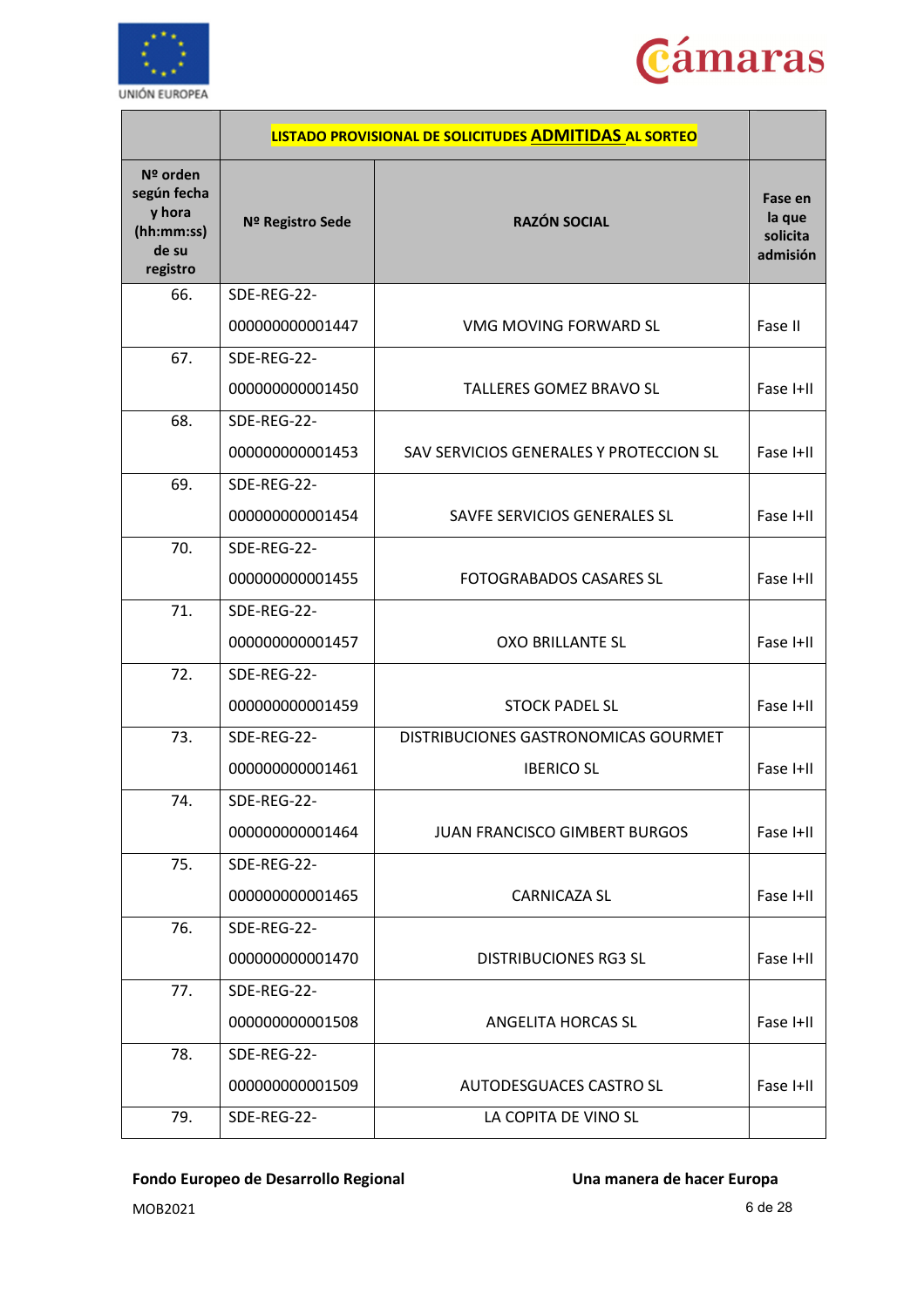| | LISTADO PROVISIONAL DE SOLICITUDES **ADMITIDAS** AL SORTEO | | |
|---|---|---|---|
| Nº orden según fecha y hora (hh:mm:ss) de su registro | Nº Registro Sede | RAZÓN SOCIAL | Fase en la que solicita admisión |
| 66. | SDE-REG-22-000000000001447 | VMG MOVING FORWARD SL | Fase II |
| 67. | SDE-REG-22-000000000001450 | TALLERES GOMEZ BRAVO SL | Fase I+II |
| 68. | SDE-REG-22-000000000001453 | SAV SERVICIOS GENERALES Y PROTECCION SL | Fase I+II |
| 69. | SDE-REG-22-000000000001454 | SAVFE SERVICIOS GENERALES SL | Fase I+II |
| 70. | SDE-REG-22-000000000001455 | FOTOGRABADOS CASARES SL | Fase I+II |
| 71. | SDE-REG-22-000000000001457 | OXO BRILLANTE SL | Fase I+II |
| 72. | SDE-REG-22-000000000001459 | STOCK PADEL SL | Fase I+II |
| 73. | SDE-REG-22-000000000001461 | DISTRIBUCIONES GASTRONOMICAS GOURMET IBERICO SL | Fase I+II |
| 74. | SDE-REG-22-000000000001464 | JUAN FRANCISCO GIMBERT BURGOS | Fase I+II |
| 75. | SDE-REG-22-000000000001465 | CARNICAZA SL | Fase I+II |
| 76. | SDE-REG-22-000000000001470 | DISTRIBUCIONES RG3 SL | Fase I+II |
| 77. | SDE-REG-22-000000000001508 | ANGELITA HORCAS SL | Fase I+II |
| 78. | SDE-REG-22-000000000001509 | AUTODESGUACES CASTRO SL | Fase I+II |
| 79. | SDE-REG-22- | LA COPITA DE VINO SL | |

**Fondo Europeo de Desarrollo Regional** **Una manera de hacer Europa**

MOB2021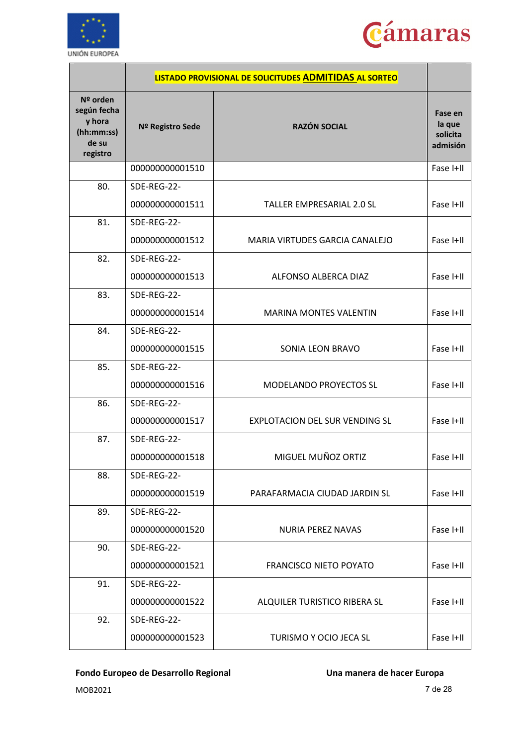| | LISTADO PROVISIONAL DE SOLICITUDES **ADMITIDAS** AL SORTEO | | |
|---|---|---|---|
| **Nº orden según fecha y hora (hh:mm:ss) de su registro** | **Nº Registro Sede** | **RAZÓN SOCIAL** | **Fase en la que solicita admisión** |
| | 000000000001510 | | Fase I+II |
| 80. | SDE-REG-22-000000000001511 | TALLER EMPRESARIAL 2.0 SL | Fase I+II |
| 81. | SDE-REG-22-000000000001512 | MARIA VIRTUDES GARCIA CANALEJO | Fase I+II |
| 82. | SDE-REG-22-000000000001513 | ALFONSO ALBERCA DIAZ | Fase I+II |
| 83. | SDE-REG-22-000000000001514 | MARINA MONTES VALENTIN | Fase I+II |
| 84. | SDE-REG-22-000000000001515 | SONIA LEON BRAVO | Fase I+II |
| 85. | SDE-REG-22-000000000001516 | MODELANDO PROYECTOS SL | Fase I+II |
| 86. | SDE-REG-22-000000000001517 | EXPLOTACION DEL SUR VENDING SL | Fase I+II |
| 87. | SDE-REG-22-000000000001518 | MIGUEL MUÑOZ ORTIZ | Fase I+II |
| 88. | SDE-REG-22-000000000001519 | PARAFARMACIA CIUDAD JARDIN SL | Fase I+II |
| 89. | SDE-REG-22-000000000001520 | NURIA PEREZ NAVAS | Fase I+II |
| 90. | SDE-REG-22-000000000001521 | FRANCISCO NIETO POYATO | Fase I+II |
| 91. | SDE-REG-22-000000000001522 | ALQUILER TURISTICO RIBERA SL | Fase I+II |
| 92. | SDE-REG-22-000000000001523 | TURISMO Y OCIO JECA SL | Fase I+II |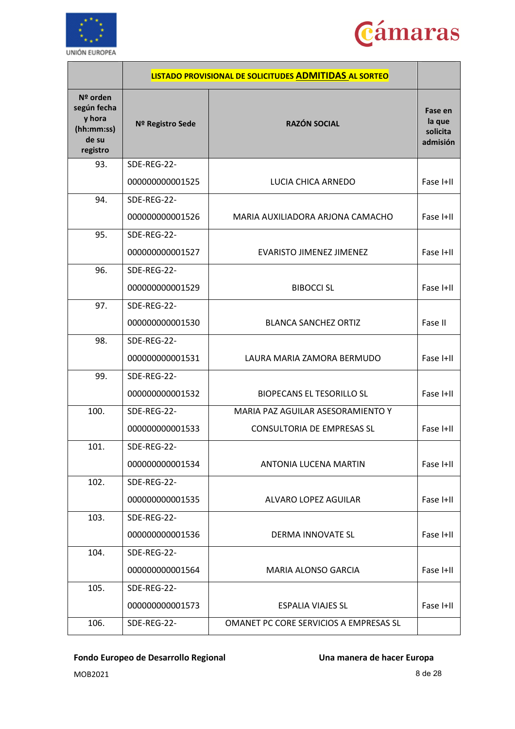| | LISTADO PROVISIONAL DE SOLICITUDES **ADMITIDAS** AL SORTEO | | |
|---|---|---|---|
| **Nº orden según fecha y hora (hh:mm:ss) de su registro** | **Nº Registro Sede** | **RAZÓN SOCIAL** | **Fase en la que solicita admisión** |
| 93. | SDE-REG-22-000000000001525 | LUCIA CHICA ARNEDO | Fase I+II |
| 94. | SDE-REG-22-000000000001526 | MARIA AUXILIADORA ARJONA CAMACHO | Fase I+II |
| 95. | SDE-REG-22-000000000001527 | EVARISTO JIMENEZ JIMENEZ | Fase I+II |
| 96. | SDE-REG-22-000000000001529 | BIBOCCI SL | Fase I+II |
| 97. | SDE-REG-22-000000000001530 | BLANCA SANCHEZ ORTIZ | Fase II |
| 98. | SDE-REG-22-000000000001531 | LAURA MARIA ZAMORA BERMUDO | Fase I+II |
| 99. | SDE-REG-22-000000000001532 | BIOPECANS EL TESORILLO SL | Fase I+II |
| 100. | SDE-REG-22-000000000001533 | MARIA PAZ AGUILAR ASESORAMIENTO Y CONSULTORIA DE EMPRESAS SL | Fase I+II |
| 101. | SDE-REG-22-000000000001534 | ANTONIA LUCENA MARTIN | Fase I+II |
| 102. | SDE-REG-22-000000000001535 | ALVARO LOPEZ AGUILAR | Fase I+II |
| 103. | SDE-REG-22-000000000001536 | DERMA INNOVATE SL | Fase I+II |
| 104. | SDE-REG-22-000000000001564 | MARIA ALONSO GARCIA | Fase I+II |
| 105. | SDE-REG-22-000000000001573 | ESPALIA VIAJES SL | Fase I+II |
| 106. | SDE-REG-22- | OMANET PC CORE SERVICIOS A EMPRESAS SL | |

**Fondo Europeo de Desarrollo Regional** **Una manera de hacer Europa**

MOB2021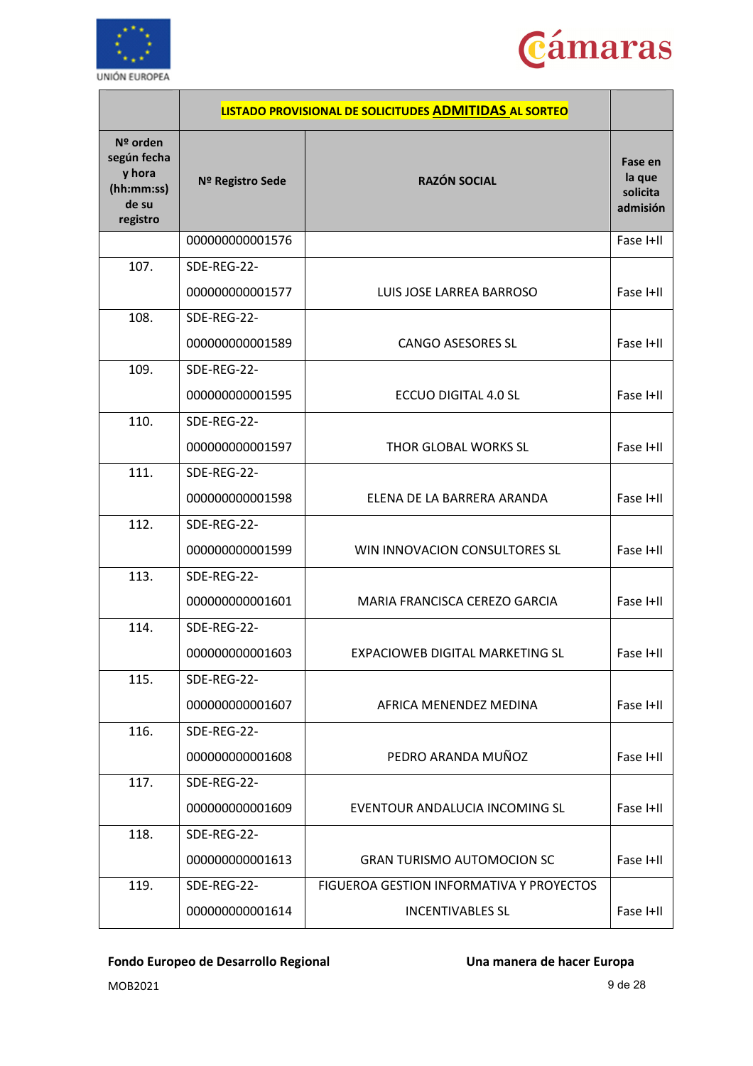| | **LISTADO PROVISIONAL DE SOLICITUDES ADMITIDAS AL SORTEO** | | |
|---|---|---|---|
| **Nº orden según fecha y hora (hh:mm:ss) de su registro** | **Nº Registro Sede** | **RAZÓN SOCIAL** | **Fase en la que solicita admisión** |
| | 000000000001576 | | Fase I+II |
| 107. | SDE-REG-22-000000000001577 | LUIS JOSE LARREA BARROSO | Fase I+II |
| 108. | SDE-REG-22-000000000001589 | CANGO ASESORES SL | Fase I+II |
| 109. | SDE-REG-22-000000000001595 | ECCUO DIGITAL 4.0 SL | Fase I+II |
| 110. | SDE-REG-22-000000000001597 | THOR GLOBAL WORKS SL | Fase I+II |
| 111. | SDE-REG-22-000000000001598 | ELENA DE LA BARRERA ARANDA | Fase I+II |
| 112. | SDE-REG-22-000000000001599 | WIN INNOVACION CONSULTORES SL | Fase I+II |
| 113. | SDE-REG-22-000000000001601 | MARIA FRANCISCA CEREZO GARCIA | Fase I+II |
| 114. | SDE-REG-22-000000000001603 | EXPACIOWEB DIGITAL MARKETING SL | Fase I+II |
| 115. | SDE-REG-22-000000000001607 | AFRICA MENENDEZ MEDINA | Fase I+II |
| 116. | SDE-REG-22-000000000001608 | PEDRO ARANDA MUÑOZ | Fase I+II |
| 117. | SDE-REG-22-000000000001609 | EVENTOUR ANDALUCIA INCOMING SL | Fase I+II |
| 118. | SDE-REG-22-000000000001613 | GRAN TURISMO AUTOMOCION SC | Fase I+II |
| 119. | SDE-REG-22-000000000001614 | FIGUEROA GESTION INFORMATIVA Y PROYECTOS INCENTIVABLES SL | Fase I+II |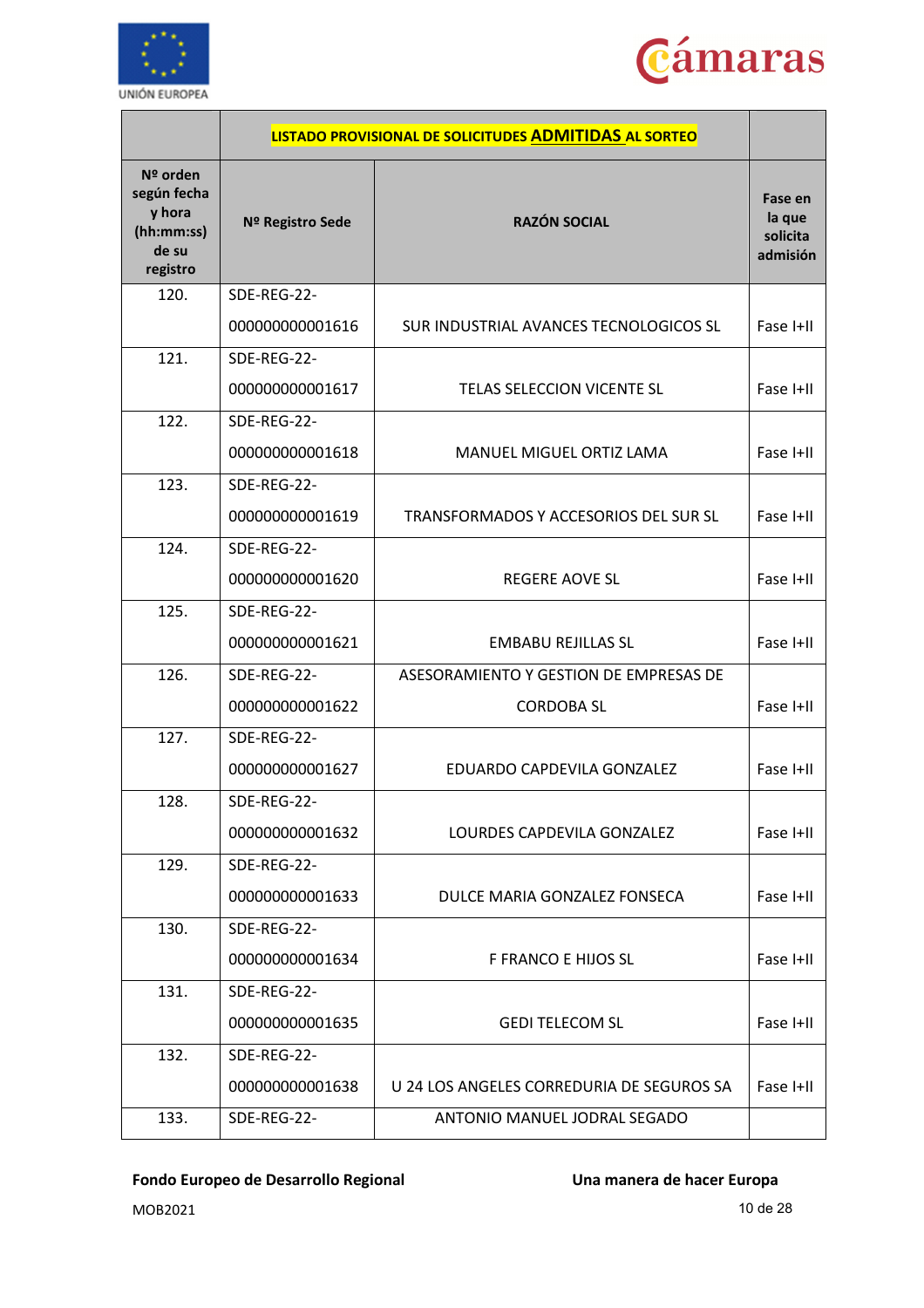| | LISTADO PROVISIONAL DE SOLICITUDES **ADMITIDAS** AL SORTEO | | |
|---|---|---|---|
| **Nº orden según fecha y hora (hh:mm:ss) de su registro** | **Nº Registro Sede** | **RAZÓN SOCIAL** | **Fase en la que solicita admisión** |
| 120. | SDE-REG-22-000000000001616 | SUR INDUSTRIAL AVANCES TECNOLOGICOS SL | Fase I+II |
| 121. | SDE-REG-22-000000000001617 | TELAS SELECCION VICENTE SL | Fase I+II |
| 122. | SDE-REG-22-000000000001618 | MANUEL MIGUEL ORTIZ LAMA | Fase I+II |
| 123. | SDE-REG-22-000000000001619 | TRANSFORMADOS Y ACCESORIOS DEL SUR SL | Fase I+II |
| 124. | SDE-REG-22-000000000001620 | REGERE AOVE SL | Fase I+II |
| 125. | SDE-REG-22-000000000001621 | EMBABU REJILLAS SL | Fase I+II |
| 126. | SDE-REG-22-000000000001622 | ASESORAMIENTO Y GESTION DE EMPRESAS DE CORDOBA SL | Fase I+II |
| 127. | SDE-REG-22-000000000001627 | EDUARDO CAPDEVILA GONZALEZ | Fase I+II |
| 128. | SDE-REG-22-000000000001632 | LOURDES CAPDEVILA GONZALEZ | Fase I+II |
| 129. | SDE-REG-22-000000000001633 | DULCE MARIA GONZALEZ FONSECA | Fase I+II |
| 130. | SDE-REG-22-000000000001634 | F FRANCO E HIJOS SL | Fase I+II |
| 131. | SDE-REG-22-000000000001635 | GEDI TELECOM SL | Fase I+II |
| 132. | SDE-REG-22-000000000001638 | U 24 LOS ANGELES CORREDURIA DE SEGUROS SA | Fase I+II |
| 133. | SDE-REG-22- | ANTONIO MANUEL JODRAL SEGADO | |

**Fondo Europeo de Desarrollo Regional** **Una manera de hacer Europa**

MOB2021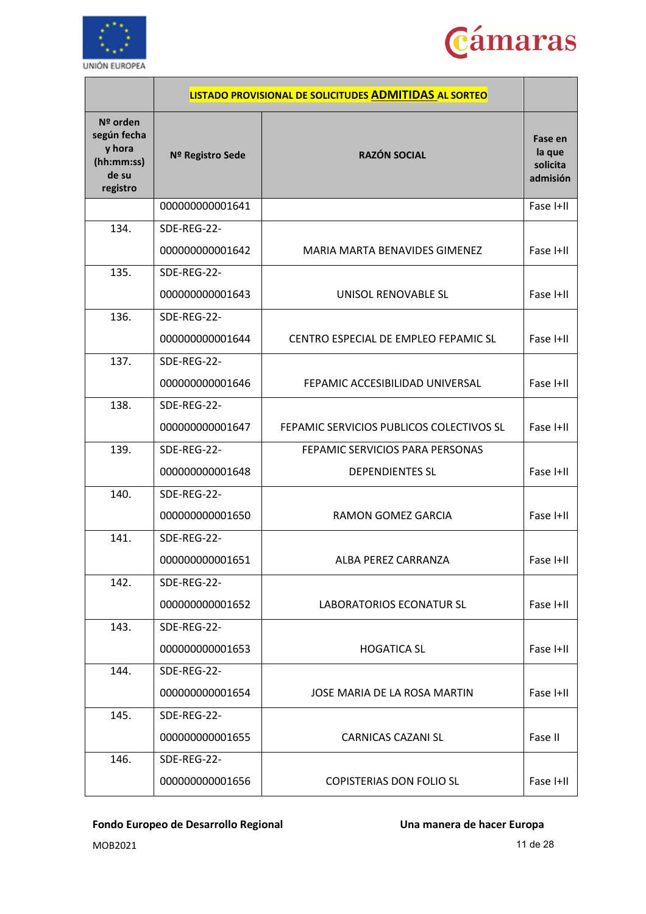| | LISTADO PROVISIONAL DE SOLICITUDES **ADMITIDAS** AL SORTEO | | |
|---|---|---|---|
| **Nº orden según fecha y hora (hh:mm:ss) de su registro** | **Nº Registro Sede** | **RAZÓN SOCIAL** | **Fase en la que solicita admisión** |
| | 000000000001641 | | Fase I+II |
| 134. | SDE-REG-22-000000000001642 | MARIA MARTA BENAVIDES GIMENEZ | Fase I+II |
| 135. | SDE-REG-22-000000000001643 | UNISOL RENOVABLE SL | Fase I+II |
| 136. | SDE-REG-22-000000000001644 | CENTRO ESPECIAL DE EMPLEO FEPAMIC SL | Fase I+II |
| 137. | SDE-REG-22-000000000001646 | FEPAMIC ACCESIBILIDAD UNIVERSAL | Fase I+II |
| 138. | SDE-REG-22-000000000001647 | FEPAMIC SERVICIOS PUBLICOS COLECTIVOS SL | Fase I+II |
| 139. | SDE-REG-22-000000000001648 | FEPAMIC SERVICIOS PARA PERSONAS DEPENDIENTES SL | Fase I+II |
| 140. | SDE-REG-22-000000000001650 | RAMON GOMEZ GARCIA | Fase I+II |
| 141. | SDE-REG-22-000000000001651 | ALBA PEREZ CARRANZA | Fase I+II |
| 142. | SDE-REG-22-000000000001652 | LABORATORIOS ECONATUR SL | Fase I+II |
| 143. | SDE-REG-22-000000000001653 | HOGATICA SL | Fase I+II |
| 144. | SDE-REG-22-000000000001654 | JOSE MARIA DE LA ROSA MARTIN | Fase I+II |
| 145. | SDE-REG-22-000000000001655 | CARNICAS CAZANI SL | Fase II |
| 146. | SDE-REG-22-000000000001656 | COPISTERIAS DON FOLIO SL | Fase I+II |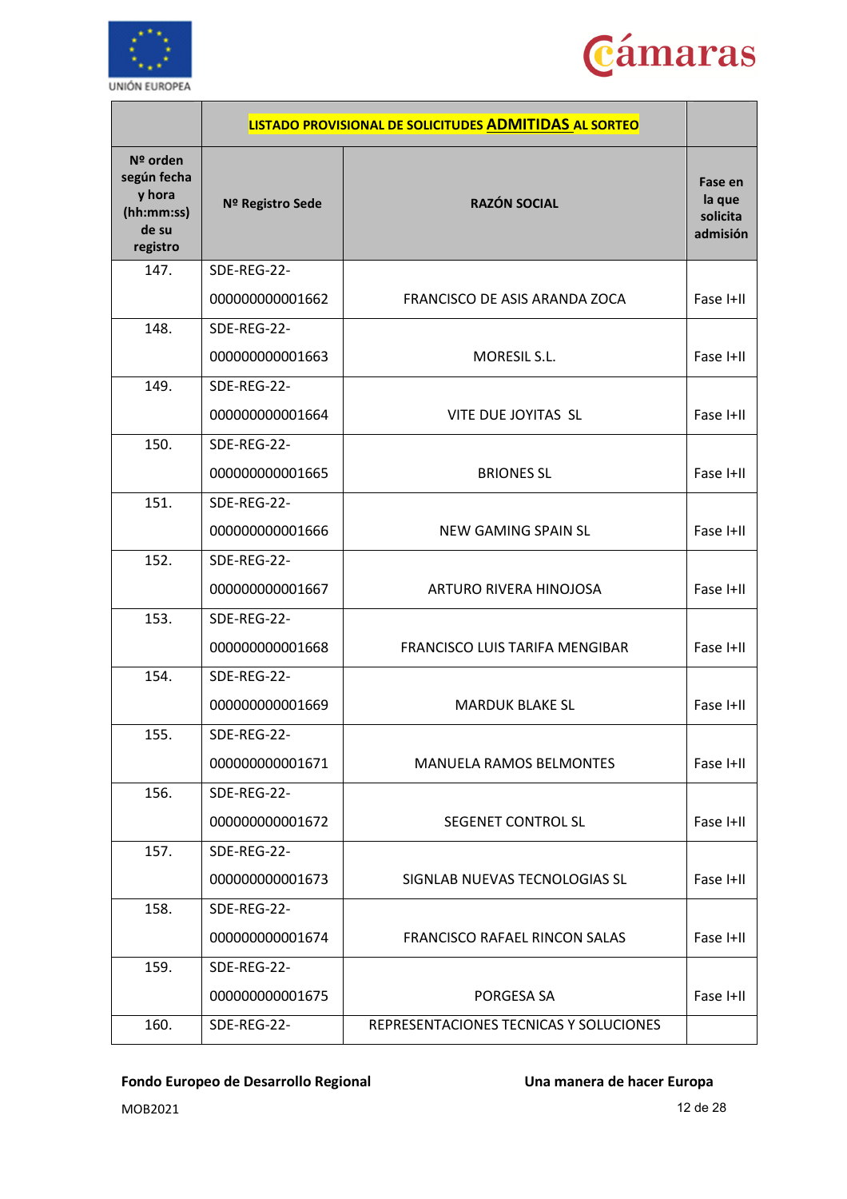UNIÓN EUROPEA

Cámaras

| | LISTADO PROVISIONAL DE SOLICITUDES **ADMITIDAS** AL SORTEO | | |
|---|---|---|---|
| **Nº orden según fecha y hora (hh:mm:ss) de su registro** | **Nº Registro Sede** | **RAZÓN SOCIAL** | **Fase en la que solicita admisión** |
| 147. | SDE-REG-22-000000000001662 | FRANCISCO DE ASIS ARANDA ZOCA | Fase I+II |
| 148. | SDE-REG-22-000000000001663 | MORESIL S.L. | Fase I+II |
| 149. | SDE-REG-22-000000000001664 | VITE DUE JOYITAS SL | Fase I+II |
| 150. | SDE-REG-22-000000000001665 | BRIONES SL | Fase I+II |
| 151. | SDE-REG-22-000000000001666 | NEW GAMING SPAIN SL | Fase I+II |
| 152. | SDE-REG-22-000000000001667 | ARTURO RIVERA HINOJOSA | Fase I+II |
| 153. | SDE-REG-22-000000000001668 | FRANCISCO LUIS TARIFA MENGIBAR | Fase I+II |
| 154. | SDE-REG-22-000000000001669 | MARDUK BLAKE SL | Fase I+II |
| 155. | SDE-REG-22-000000000001671 | MANUELA RAMOS BELMONTES | Fase I+II |
| 156. | SDE-REG-22-000000000001672 | SEGENET CONTROL SL | Fase I+II |
| 157. | SDE-REG-22-000000000001673 | SIGNLAB NUEVAS TECNOLOGIAS SL | Fase I+II |
| 158. | SDE-REG-22-000000000001674 | FRANCISCO RAFAEL RINCON SALAS | Fase I+II |
| 159. | SDE-REG-22-000000000001675 | PORGESA SA | Fase I+II |
| 160. | SDE-REG-22- | REPRESENTACIONES TECNICAS Y SOLUCIONES | |

**Fondo Europeo de Desarrollo Regional** **Una manera de hacer Europa**

MOB2021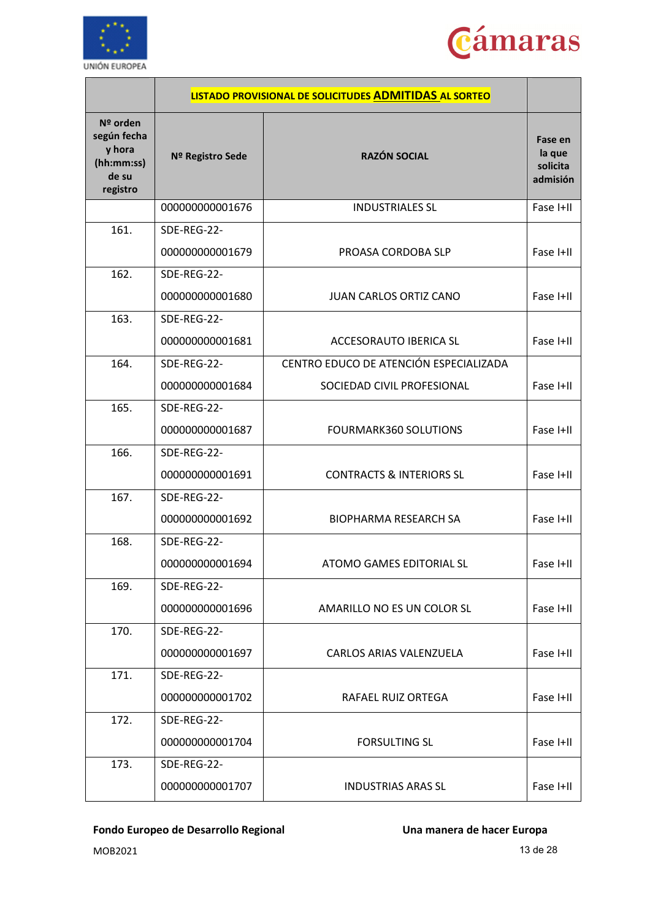| | LISTADO PROVISIONAL DE SOLICITUDES **ADMITIDAS** AL SORTEO | | |
|---|---|---|---|
| **Nº orden según fecha y hora (hh:mm:ss) de su registro** | **Nº Registro Sede** | **RAZÓN SOCIAL** | **Fase en la que solicita admisión** |
| | 000000000001676 | INDUSTRIALES SL | Fase I+II |
| 161. | SDE-REG-22-000000000001679 | PROASA CORDOBA SLP | Fase I+II |
| 162. | SDE-REG-22-000000000001680 | JUAN CARLOS ORTIZ CANO | Fase I+II |
| 163. | SDE-REG-22-000000000001681 | ACCESORAUTO IBERICA SL | Fase I+II |
| 164. | SDE-REG-22-000000000001684 | CENTRO EDUCO DE ATENCIÓN ESPECIALIZADA SOCIEDAD CIVIL PROFESIONAL | Fase I+II |
| 165. | SDE-REG-22-000000000001687 | FOURMARK360 SOLUTIONS | Fase I+II |
| 166. | SDE-REG-22-000000000001691 | CONTRACTS & INTERIORS SL | Fase I+II |
| 167. | SDE-REG-22-000000000001692 | BIOPHARMA RESEARCH SA | Fase I+II |
| 168. | SDE-REG-22-000000000001694 | ATOMO GAMES EDITORIAL SL | Fase I+II |
| 169. | SDE-REG-22-000000000001696 | AMARILLO NO ES UN COLOR SL | Fase I+II |
| 170. | SDE-REG-22-000000000001697 | CARLOS ARIAS VALENZUELA | Fase I+II |
| 171. | SDE-REG-22-000000000001702 | RAFAEL RUIZ ORTEGA | Fase I+II |
| 172. | SDE-REG-22-000000000001704 | FORSULTING SL | Fase I+II |
| 173. | SDE-REG-22-000000000001707 | INDUSTRIAS ARAS SL | Fase I+II |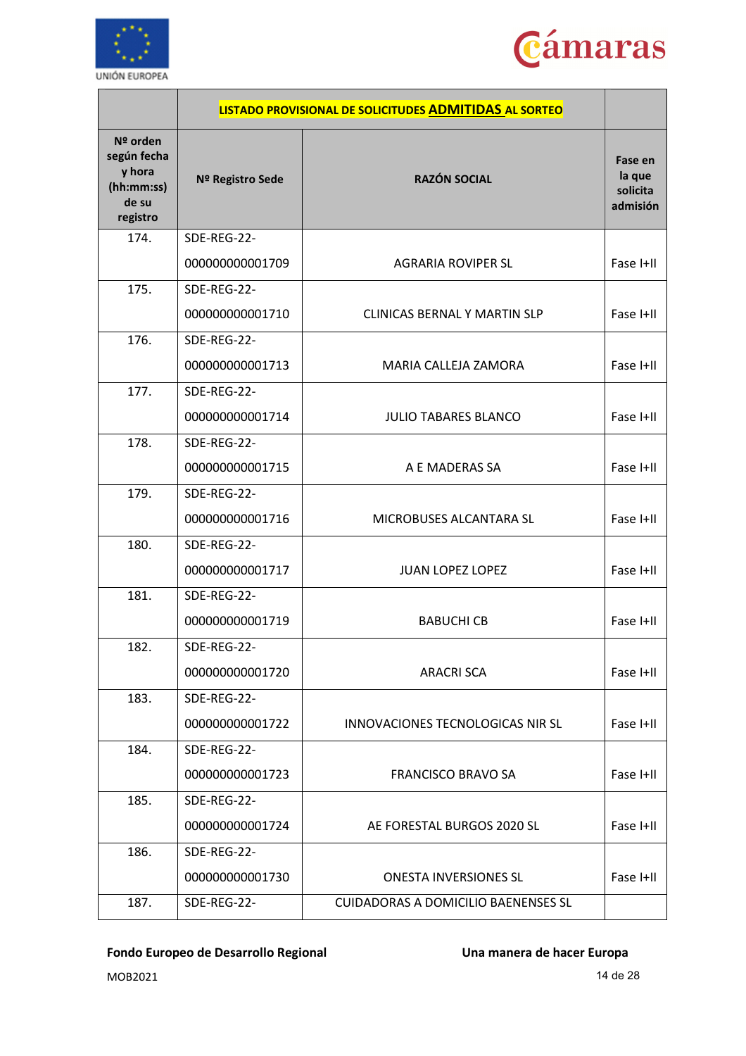| | LISTADO PROVISIONAL DE SOLICITUDES **ADMITIDAS** AL SORTEO | | |
|---|---|---|---|
| **Nº orden según fecha y hora (hh:mm:ss) de su registro** | **Nº Registro Sede** | **RAZÓN SOCIAL** | **Fase en la que solicita admisión** |
| 174. | SDE-REG-22-000000000001709 | AGRARIA ROVIPER SL | Fase I+II |
| 175. | SDE-REG-22-000000000001710 | CLINICAS BERNAL Y MARTIN SLP | Fase I+II |
| 176. | SDE-REG-22-000000000001713 | MARIA CALLEJA ZAMORA | Fase I+II |
| 177. | SDE-REG-22-000000000001714 | JULIO TABARES BLANCO | Fase I+II |
| 178. | SDE-REG-22-000000000001715 | A E MADERAS SA | Fase I+II |
| 179. | SDE-REG-22-000000000001716 | MICROBUSES ALCANTARA SL | Fase I+II |
| 180. | SDE-REG-22-000000000001717 | JUAN LOPEZ LOPEZ | Fase I+II |
| 181. | SDE-REG-22-000000000001719 | BABUCHI CB | Fase I+II |
| 182. | SDE-REG-22-000000000001720 | ARACRI SCA | Fase I+II |
| 183. | SDE-REG-22-000000000001722 | INNOVACIONES TECNOLOGICAS NIR SL | Fase I+II |
| 184. | SDE-REG-22-000000000001723 | FRANCISCO BRAVO SA | Fase I+II |
| 185. | SDE-REG-22-000000000001724 | AE FORESTAL BURGOS 2020 SL | Fase I+II |
| 186. | SDE-REG-22-000000000001730 | ONESTA INVERSIONES SL | Fase I+II |
| 187. | SDE-REG-22- | CUIDADORAS A DOMICILIO BAENENSES SL | |

**Fondo Europeo de Desarrollo Regional** **Una manera de hacer Europa**

MOB2021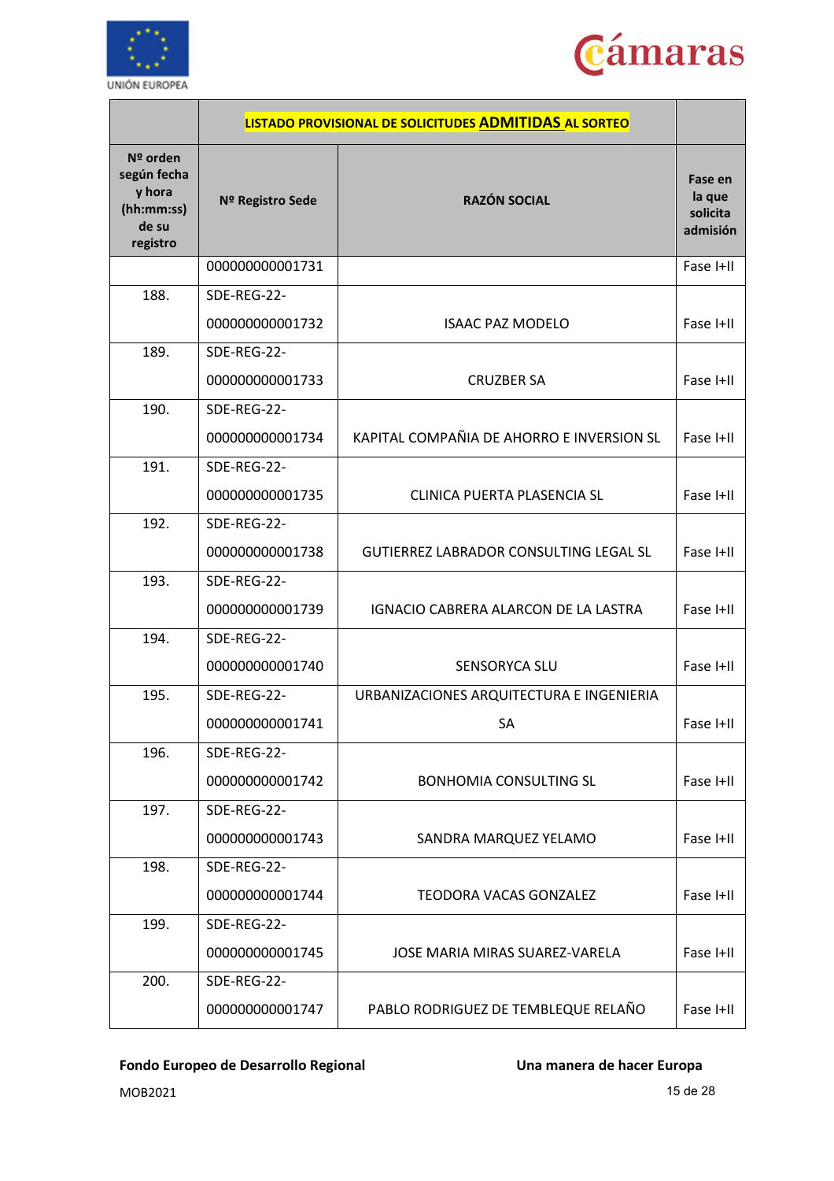| | LISTADO PROVISIONAL DE SOLICITUDES **ADMITIDAS** AL SORTEO | | |
|---|---|---|---|
| Nº orden según fecha y hora (hh:mm:ss) de su registro | Nº Registro Sede | RAZÓN SOCIAL | Fase en la que solicita admisión |
| | 000000000001731 | | Fase I+II |
| 188. | SDE-REG-22-000000000001732 | ISAAC PAZ MODELO | Fase I+II |
| 189. | SDE-REG-22-000000000001733 | CRUZBER SA | Fase I+II |
| 190. | SDE-REG-22-000000000001734 | KAPITAL COMPAÑIA DE AHORRO E INVERSION SL | Fase I+II |
| 191. | SDE-REG-22-000000000001735 | CLINICA PUERTA PLASENCIA SL | Fase I+II |
| 192. | SDE-REG-22-000000000001738 | GUTIERREZ LABRADOR CONSULTING LEGAL SL | Fase I+II |
| 193. | SDE-REG-22-000000000001739 | IGNACIO CABRERA ALARCON DE LA LASTRA | Fase I+II |
| 194. | SDE-REG-22-000000000001740 | SENSORYCA SLU | Fase I+II |
| 195. | SDE-REG-22-000000000001741 | URBANIZACIONES ARQUITECTURA E INGENIERIA SA | Fase I+II |
| 196. | SDE-REG-22-000000000001742 | BONHOMIA CONSULTING SL | Fase I+II |
| 197. | SDE-REG-22-000000000001743 | SANDRA MARQUEZ YELAMO | Fase I+II |
| 198. | SDE-REG-22-000000000001744 | TEODORA VACAS GONZALEZ | Fase I+II |
| 199. | SDE-REG-22-000000000001745 | JOSE MARIA MIRAS SUAREZ-VARELA | Fase I+II |
| 200. | SDE-REG-22-000000000001747 | PABLO RODRIGUEZ DE TEMBLEQUE RELAÑO | Fase I+II |

**Fondo Europeo de Desarrollo Regional** **Una manera de hacer Europa**

MOB2021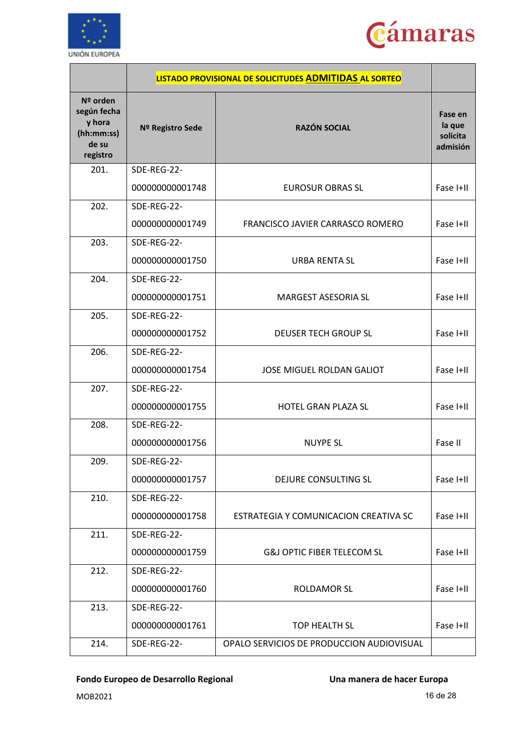| | LISTADO PROVISIONAL DE SOLICITUDES **ADMITIDAS** AL SORTEO | | |
|---|---|---|---|
| **Nº orden según fecha y hora (hh:mm:ss) de su registro** | **Nº Registro Sede** | **RAZÓN SOCIAL** | **Fase en la que solicita admisión** |
| 201. | SDE-REG-22-000000000001748 | EUROSUR OBRAS SL | Fase I+II |
| 202. | SDE-REG-22-000000000001749 | FRANCISCO JAVIER CARRASCO ROMERO | Fase I+II |
| 203. | SDE-REG-22-000000000001750 | URBA RENTA SL | Fase I+II |
| 204. | SDE-REG-22-000000000001751 | MARGEST ASESORIA SL | Fase I+II |
| 205. | SDE-REG-22-000000000001752 | DEUSER TECH GROUP SL | Fase I+II |
| 206. | SDE-REG-22-000000000001754 | JOSE MIGUEL ROLDAN GALIOT | Fase I+II |
| 207. | SDE-REG-22-000000000001755 | HOTEL GRAN PLAZA SL | Fase I+II |
| 208. | SDE-REG-22-000000000001756 | NUYPE SL | Fase II |
| 209. | SDE-REG-22-000000000001757 | DEJURE CONSULTING SL | Fase I+II |
| 210. | SDE-REG-22-000000000001758 | ESTRATEGIA Y COMUNICACION CREATIVA SC | Fase I+II |
| 211. | SDE-REG-22-000000000001759 | G&J OPTIC FIBER TELECOM SL | Fase I+II |
| 212. | SDE-REG-22-000000000001760 | ROLDAMOR SL | Fase I+II |
| 213. | SDE-REG-22-000000000001761 | TOP HEALTH SL | Fase I+II |
| 214. | SDE-REG-22- | OPALO SERVICIOS DE PRODUCCION AUDIOVISUAL | |

**Fondo Europeo de Desarrollo Regional** **Una manera de hacer Europa**

MOB2021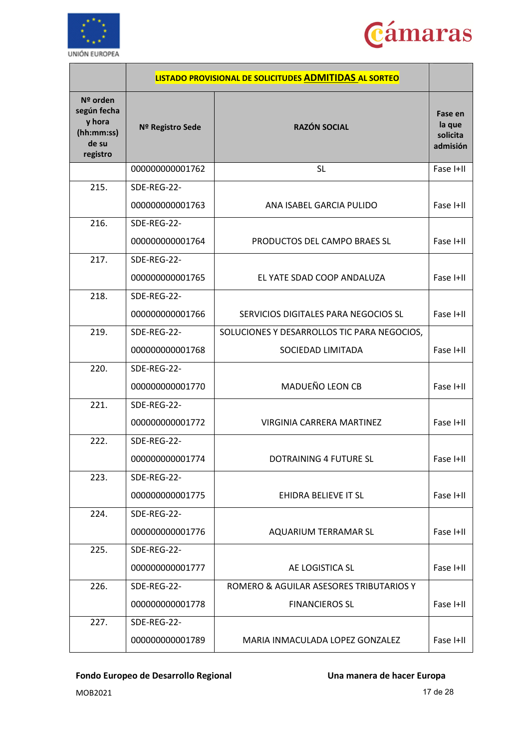| | LISTADO PROVISIONAL DE SOLICITUDES **ADMITIDAS** AL SORTEO | | |
|---|---|---|---|
| **Nº orden según fecha y hora (hh:mm:ss) de su registro** | **Nº Registro Sede** | **RAZÓN SOCIAL** | **Fase en la que solicita admisión** |
| | 000000000001762 | SL | Fase I+II |
| 215. | SDE-REG-22-000000000001763 | ANA ISABEL GARCIA PULIDO | Fase I+II |
| 216. | SDE-REG-22-000000000001764 | PRODUCTOS DEL CAMPO BRAES SL | Fase I+II |
| 217. | SDE-REG-22-000000000001765 | EL YATE SDAD COOP ANDALUZA | Fase I+II |
| 218. | SDE-REG-22-000000000001766 | SERVICIOS DIGITALES PARA NEGOCIOS SL | Fase I+II |
| 219. | SDE-REG-22-000000000001768 | SOLUCIONES Y DESARROLLOS TIC PARA NEGOCIOS, SOCIEDAD LIMITADA | Fase I+II |
| 220. | SDE-REG-22-000000000001770 | MADUEÑO LEON CB | Fase I+II |
| 221. | SDE-REG-22-000000000001772 | VIRGINIA CARRERA MARTINEZ | Fase I+II |
| 222. | SDE-REG-22-000000000001774 | DOTRAINING 4 FUTURE SL | Fase I+II |
| 223. | SDE-REG-22-000000000001775 | EHIDRA BELIEVE IT SL | Fase I+II |
| 224. | SDE-REG-22-000000000001776 | AQUARIUM TERRAMAR SL | Fase I+II |
| 225. | SDE-REG-22-000000000001777 | AE LOGISTICA SL | Fase I+II |
| 226. | SDE-REG-22-000000000001778 | ROMERO & AGUILAR ASESORES TRIBUTARIOS Y FINANCIEROS SL | Fase I+II |
| 227. | SDE-REG-22-000000000001789 | MARIA INMACULADA LOPEZ GONZALEZ | Fase I+II |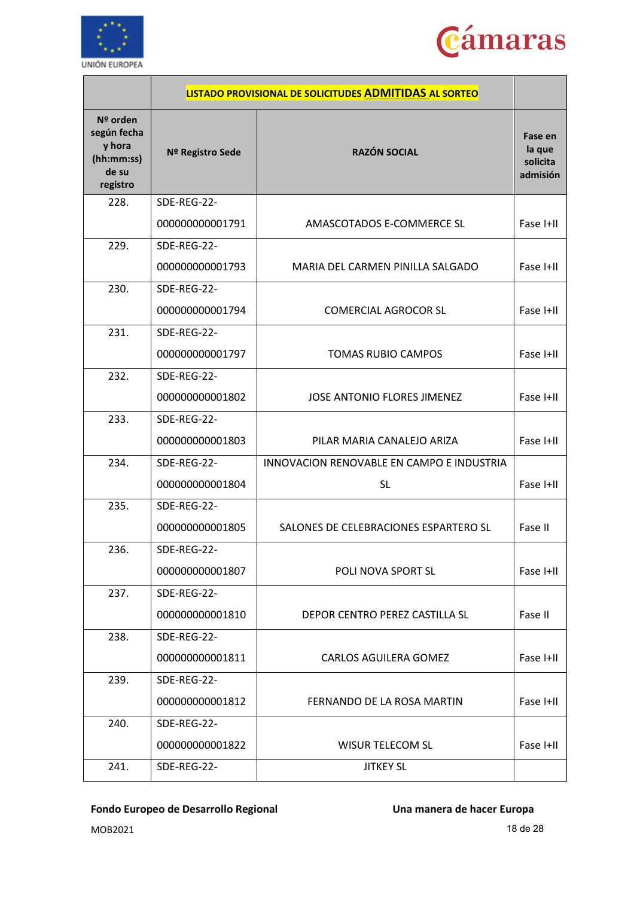| | LISTADO PROVISIONAL DE SOLICITUDES **ADMITIDAS** AL SORTEO | | |
|---|---|---|---|
| **Nº orden según fecha y hora (hh:mm:ss) de su registro** | **Nº Registro Sede** | **RAZÓN SOCIAL** | **Fase en la que solicita admisión** |
| 228. | SDE-REG-22-000000000001791 | AMASCOTADOS E-COMMERCE SL | Fase I+II |
| 229. | SDE-REG-22-000000000001793 | MARIA DEL CARMEN PINILLA SALGADO | Fase I+II |
| 230. | SDE-REG-22-000000000001794 | COMERCIAL AGROCOR SL | Fase I+II |
| 231. | SDE-REG-22-000000000001797 | TOMAS RUBIO CAMPOS | Fase I+II |
| 232. | SDE-REG-22-000000000001802 | JOSE ANTONIO FLORES JIMENEZ | Fase I+II |
| 233. | SDE-REG-22-000000000001803 | PILAR MARIA CANALEJO ARIZA | Fase I+II |
| 234. | SDE-REG-22-000000000001804 | INNOVACION RENOVABLE EN CAMPO E INDUSTRIA SL | Fase I+II |
| 235. | SDE-REG-22-000000000001805 | SALONES DE CELEBRACIONES ESPARTERO SL | Fase II |
| 236. | SDE-REG-22-000000000001807 | POLI NOVA SPORT SL | Fase I+II |
| 237. | SDE-REG-22-000000000001810 | DEPOR CENTRO PEREZ CASTILLA SL | Fase II |
| 238. | SDE-REG-22-000000000001811 | CARLOS AGUILERA GOMEZ | Fase I+II |
| 239. | SDE-REG-22-000000000001812 | FERNANDO DE LA ROSA MARTIN | Fase I+II |
| 240. | SDE-REG-22-000000000001822 | WISUR TELECOM SL | Fase I+II |
| 241. | SDE-REG-22- | JITKEY SL | |

**Fondo Europeo de Desarrollo Regional** **Una manera de hacer Europa**

MOB2021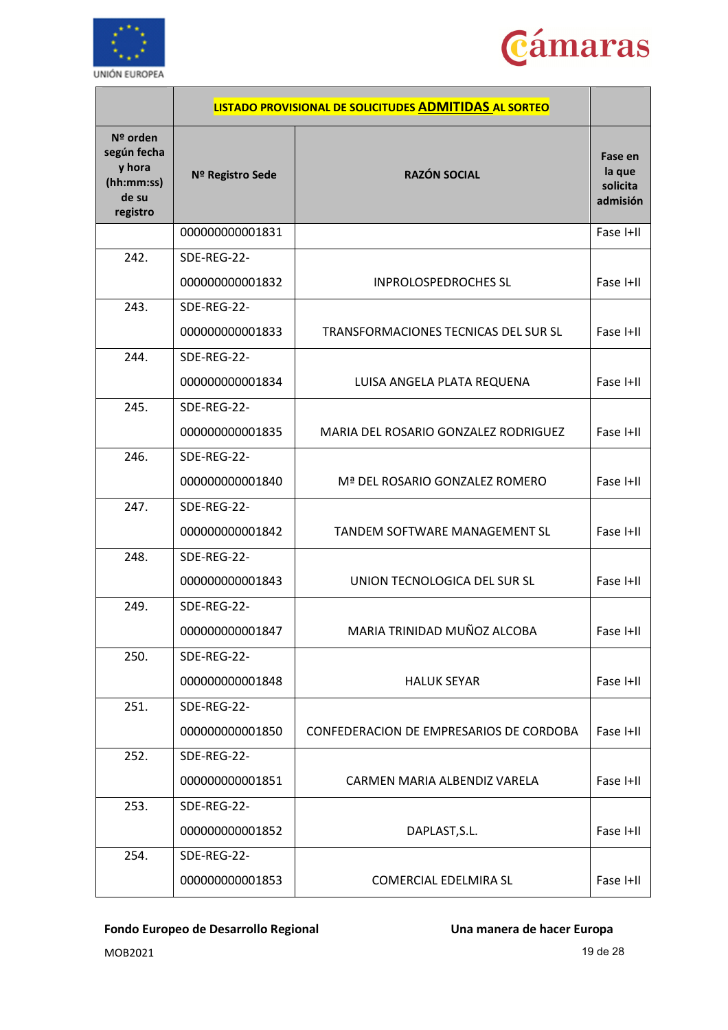| | **LISTADO PROVISIONAL DE SOLICITUDES ADMITIDAS AL SORTEO** | | |
|---|---|---|---|
| **Nº orden según fecha y hora (hh:mm:ss) de su registro** | **Nº Registro Sede** | **RAZÓN SOCIAL** | **Fase en la que solicita admisión** |
| | 000000000001831 | | Fase I+II |
| 242. | SDE-REG-22-000000000001832 | INPROLOSPEDROCHES SL | Fase I+II |
| 243. | SDE-REG-22-000000000001833 | TRANSFORMACIONES TECNICAS DEL SUR SL | Fase I+II |
| 244. | SDE-REG-22-000000000001834 | LUISA ANGELA PLATA REQUENA | Fase I+II |
| 245. | SDE-REG-22-000000000001835 | MARIA DEL ROSARIO GONZALEZ RODRIGUEZ | Fase I+II |
| 246. | SDE-REG-22-000000000001840 | Mª DEL ROSARIO GONZALEZ ROMERO | Fase I+II |
| 247. | SDE-REG-22-000000000001842 | TANDEM SOFTWARE MANAGEMENT SL | Fase I+II |
| 248. | SDE-REG-22-000000000001843 | UNION TECNOLOGICA DEL SUR SL | Fase I+II |
| 249. | SDE-REG-22-000000000001847 | MARIA TRINIDAD MUÑOZ ALCOBA | Fase I+II |
| 250. | SDE-REG-22-000000000001848 | HALUK SEYAR | Fase I+II |
| 251. | SDE-REG-22-000000000001850 | CONFEDERACION DE EMPRESARIOS DE CORDOBA | Fase I+II |
| 252. | SDE-REG-22-000000000001851 | CARMEN MARIA ALBENDIZ VARELA | Fase I+II |
| 253. | SDE-REG-22-000000000001852 | DAPLAST,S.L. | Fase I+II |
| 254. | SDE-REG-22-000000000001853 | COMERCIAL EDELMIRA SL | Fase I+II |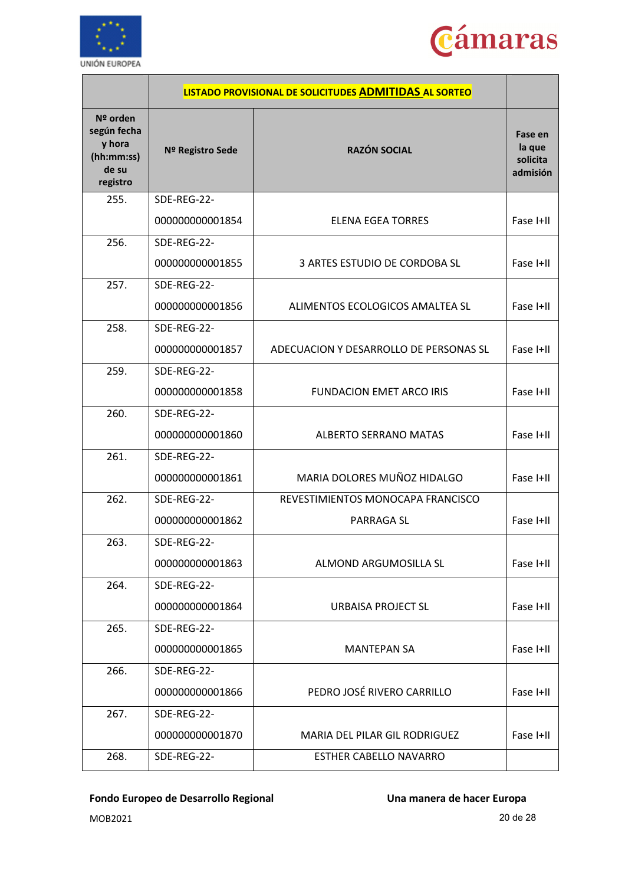| | LISTADO PROVISIONAL DE SOLICITUDES **ADMITIDAS** AL SORTEO | | |
|---|---|---|---|
| **Nº orden según fecha y hora (hh:mm:ss) de su registro** | **Nº Registro Sede** | **RAZÓN SOCIAL** | **Fase en la que solicita admisión** |
| 255. | SDE-REG-22-000000000001854 | ELENA EGEA TORRES | Fase I+II |
| 256. | SDE-REG-22-000000000001855 | 3 ARTES ESTUDIO DE CORDOBA SL | Fase I+II |
| 257. | SDE-REG-22-000000000001856 | ALIMENTOS ECOLOGICOS AMALTEA SL | Fase I+II |
| 258. | SDE-REG-22-000000000001857 | ADECUACION Y DESARROLLO DE PERSONAS SL | Fase I+II |
| 259. | SDE-REG-22-000000000001858 | FUNDACION EMET ARCO IRIS | Fase I+II |
| 260. | SDE-REG-22-000000000001860 | ALBERTO SERRANO MATAS | Fase I+II |
| 261. | SDE-REG-22-000000000001861 | MARIA DOLORES MUÑOZ HIDALGO | Fase I+II |
| 262. | SDE-REG-22-000000000001862 | REVESTIMIENTOS MONOCAPA FRANCISCO PARRAGA SL | Fase I+II |
| 263. | SDE-REG-22-000000000001863 | ALMOND ARGUMOSILLA SL | Fase I+II |
| 264. | SDE-REG-22-000000000001864 | URBAISA PROJECT SL | Fase I+II |
| 265. | SDE-REG-22-000000000001865 | MANTEPAN SA | Fase I+II |
| 266. | SDE-REG-22-000000000001866 | PEDRO JOSÉ RIVERO CARRILLO | Fase I+II |
| 267. | SDE-REG-22-000000000001870 | MARIA DEL PILAR GIL RODRIGUEZ | Fase I+II |
| 268. | SDE-REG-22- | ESTHER CABELLO NAVARRO | |

**Fondo Europeo de Desarrollo Regional** **Una manera de hacer Europa**

MOB2021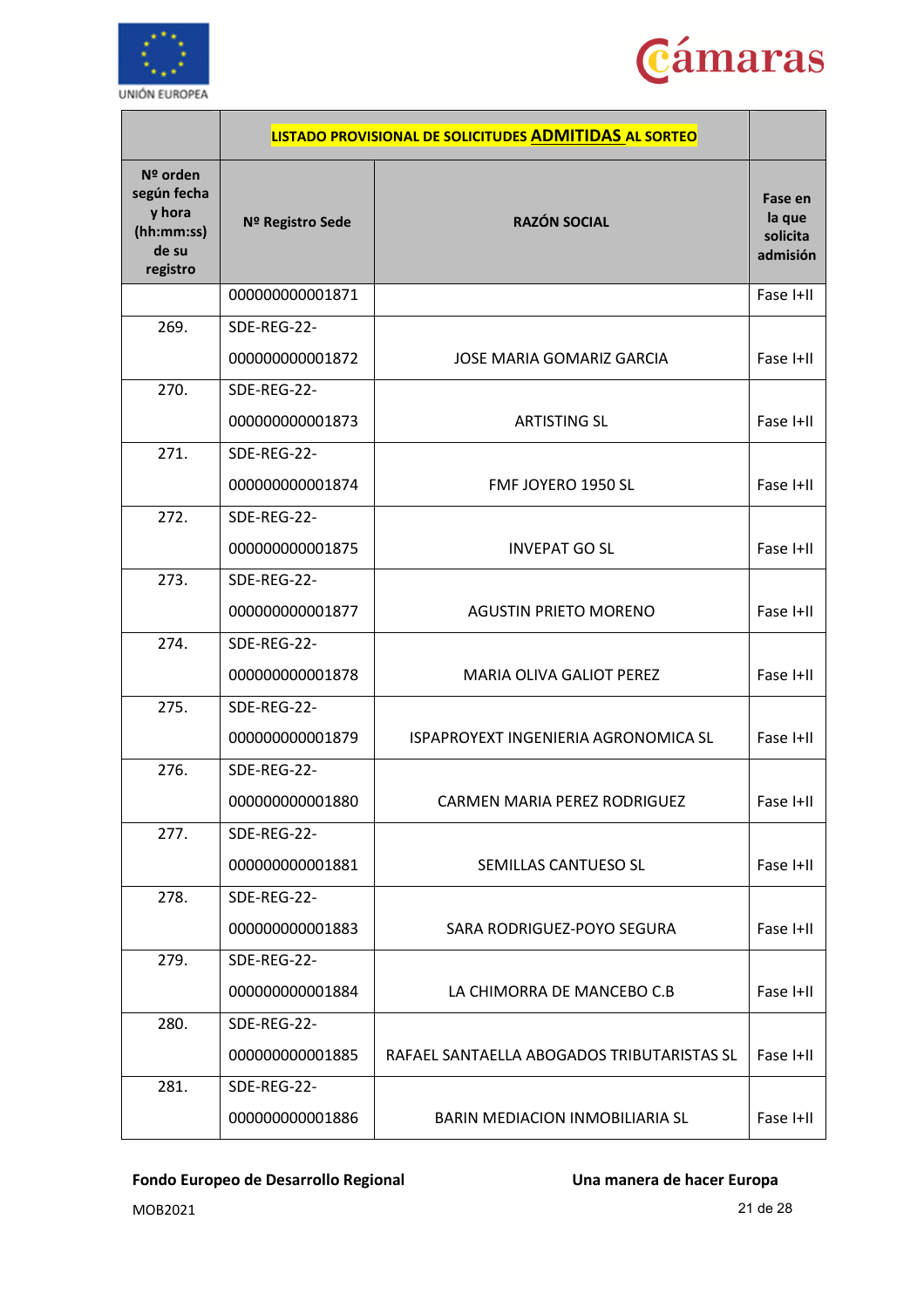| | LISTADO PROVISIONAL DE SOLICITUDES **ADMITIDAS** AL SORTEO | | |
|---|---|---|---|
| Nº orden según fecha y hora (hh:mm:ss) de su registro | Nº Registro Sede | RAZÓN SOCIAL | Fase en la que solicita admisión |
| | 000000000001871 | | Fase I+II |
| 269. | SDE-REG-22-000000000001872 | JOSE MARIA GOMARIZ GARCIA | Fase I+II |
| 270. | SDE-REG-22-000000000001873 | ARTISTING SL | Fase I+II |
| 271. | SDE-REG-22-000000000001874 | FMF JOYERO 1950 SL | Fase I+II |
| 272. | SDE-REG-22-000000000001875 | INVEPAT GO SL | Fase I+II |
| 273. | SDE-REG-22-000000000001877 | AGUSTIN PRIETO MORENO | Fase I+II |
| 274. | SDE-REG-22-000000000001878 | MARIA OLIVA GALIOT PEREZ | Fase I+II |
| 275. | SDE-REG-22-000000000001879 | ISPAPROYEXT INGENIERIA AGRONOMICA SL | Fase I+II |
| 276. | SDE-REG-22-000000000001880 | CARMEN MARIA PEREZ RODRIGUEZ | Fase I+II |
| 277. | SDE-REG-22-000000000001881 | SEMILLAS CANTUESO SL | Fase I+II |
| 278. | SDE-REG-22-000000000001883 | SARA RODRIGUEZ-POYO SEGURA | Fase I+II |
| 279. | SDE-REG-22-000000000001884 | LA CHIMORRA DE MANCEBO C.B | Fase I+II |
| 280. | SDE-REG-22-000000000001885 | RAFAEL SANTAELLA ABOGADOS TRIBUTARISTAS SL | Fase I+II |
| 281. | SDE-REG-22-000000000001886 | BARIN MEDIACION INMOBILIARIA SL | Fase I+II |

**Fondo Europeo de Desarrollo Regional** **Una manera de hacer Europa**

MOB2021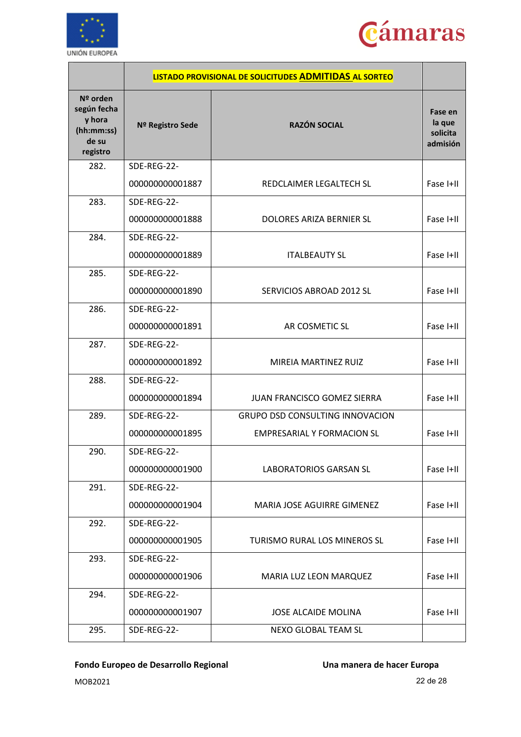| | LISTADO PROVISIONAL DE SOLICITUDES **ADMITIDAS** AL SORTEO | | |
|---|---|---|---|
| **Nº orden según fecha y hora (hh:mm:ss) de su registro** | **Nº Registro Sede** | **RAZÓN SOCIAL** | **Fase en la que solicita admisión** |
| 282. | SDE-REG-22-000000000001887 | REDCLAIMER LEGALTECH SL | Fase I+II |
| 283. | SDE-REG-22-000000000001888 | DOLORES ARIZA BERNIER SL | Fase I+II |
| 284. | SDE-REG-22-000000000001889 | ITALBEAUTY SL | Fase I+II |
| 285. | SDE-REG-22-000000000001890 | SERVICIOS ABROAD 2012 SL | Fase I+II |
| 286. | SDE-REG-22-000000000001891 | AR COSMETIC SL | Fase I+II |
| 287. | SDE-REG-22-000000000001892 | MIREIA MARTINEZ RUIZ | Fase I+II |
| 288. | SDE-REG-22-000000000001894 | JUAN FRANCISCO GOMEZ SIERRA | Fase I+II |
| 289. | SDE-REG-22-000000000001895 | GRUPO DSD CONSULTING INNOVACION EMPRESARIAL Y FORMACION SL | Fase I+II |
| 290. | SDE-REG-22-000000000001900 | LABORATORIOS GARSAN SL | Fase I+II |
| 291. | SDE-REG-22-000000000001904 | MARIA JOSE AGUIRRE GIMENEZ | Fase I+II |
| 292. | SDE-REG-22-000000000001905 | TURISMO RURAL LOS MINEROS SL | Fase I+II |
| 293. | SDE-REG-22-000000000001906 | MARIA LUZ LEON MARQUEZ | Fase I+II |
| 294. | SDE-REG-22-000000000001907 | JOSE ALCAIDE MOLINA | Fase I+II |
| 295. | SDE-REG-22- | NEXO GLOBAL TEAM SL | |

**Fondo Europeo de Desarrollo Regional** **Una manera de hacer Europa**

MOB2021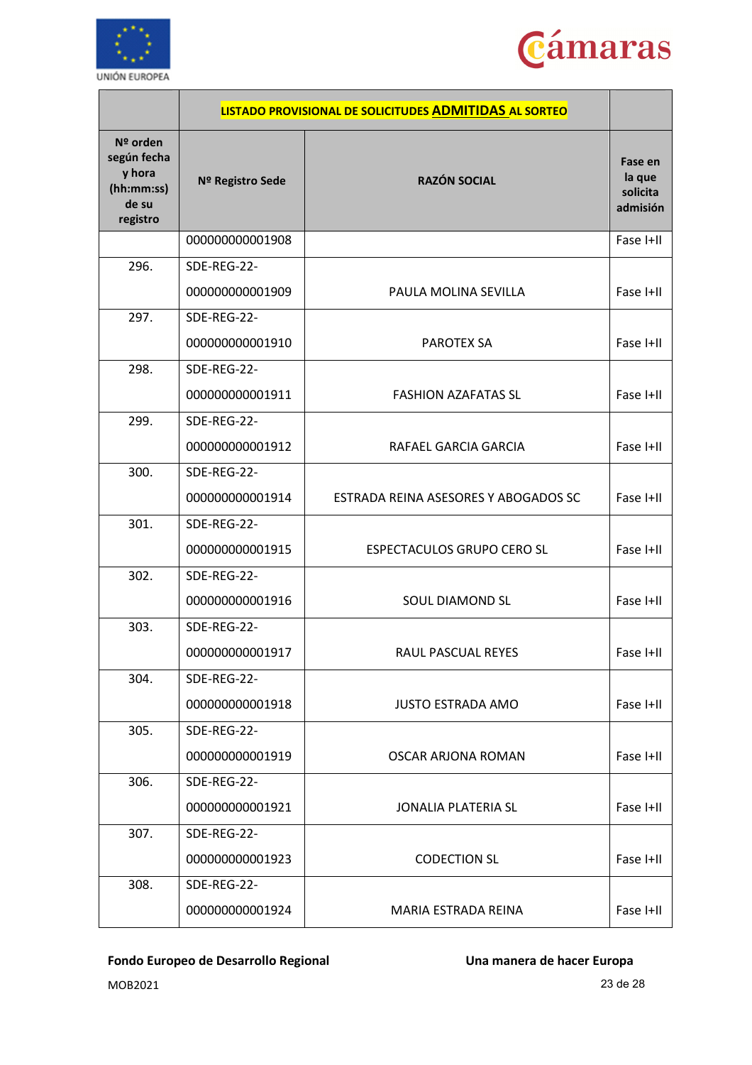| | LISTADO PROVISIONAL DE SOLICITUDES **ADMITIDAS** AL SORTEO | | |
|---|---|---|---|
| **Nº orden según fecha y hora (hh:mm:ss) de su registro** | **Nº Registro Sede** | **RAZÓN SOCIAL** | **Fase en la que solicita admisión** |
| | 000000000001908 | | Fase I+II |
| 296. | SDE-REG-22-000000000001909 | PAULA MOLINA SEVILLA | Fase I+II |
| 297. | SDE-REG-22-000000000001910 | PAROTEX SA | Fase I+II |
| 298. | SDE-REG-22-000000000001911 | FASHION AZAFATAS SL | Fase I+II |
| 299. | SDE-REG-22-000000000001912 | RAFAEL GARCIA GARCIA | Fase I+II |
| 300. | SDE-REG-22-000000000001914 | ESTRADA REINA ASESORES Y ABOGADOS SC | Fase I+II |
| 301. | SDE-REG-22-000000000001915 | ESPECTACULOS GRUPO CERO SL | Fase I+II |
| 302. | SDE-REG-22-000000000001916 | SOUL DIAMOND SL | Fase I+II |
| 303. | SDE-REG-22-000000000001917 | RAUL PASCUAL REYES | Fase I+II |
| 304. | SDE-REG-22-000000000001918 | JUSTO ESTRADA AMO | Fase I+II |
| 305. | SDE-REG-22-000000000001919 | OSCAR ARJONA ROMAN | Fase I+II |
| 306. | SDE-REG-22-000000000001921 | JONALIA PLATERIA SL | Fase I+II |
| 307. | SDE-REG-22-000000000001923 | CODECTION SL | Fase I+II |
| 308. | SDE-REG-22-000000000001924 | MARIA ESTRADA REINA | Fase I+II |

**Fondo Europeo de Desarrollo Regional** **Una manera de hacer Europa**

MOB2021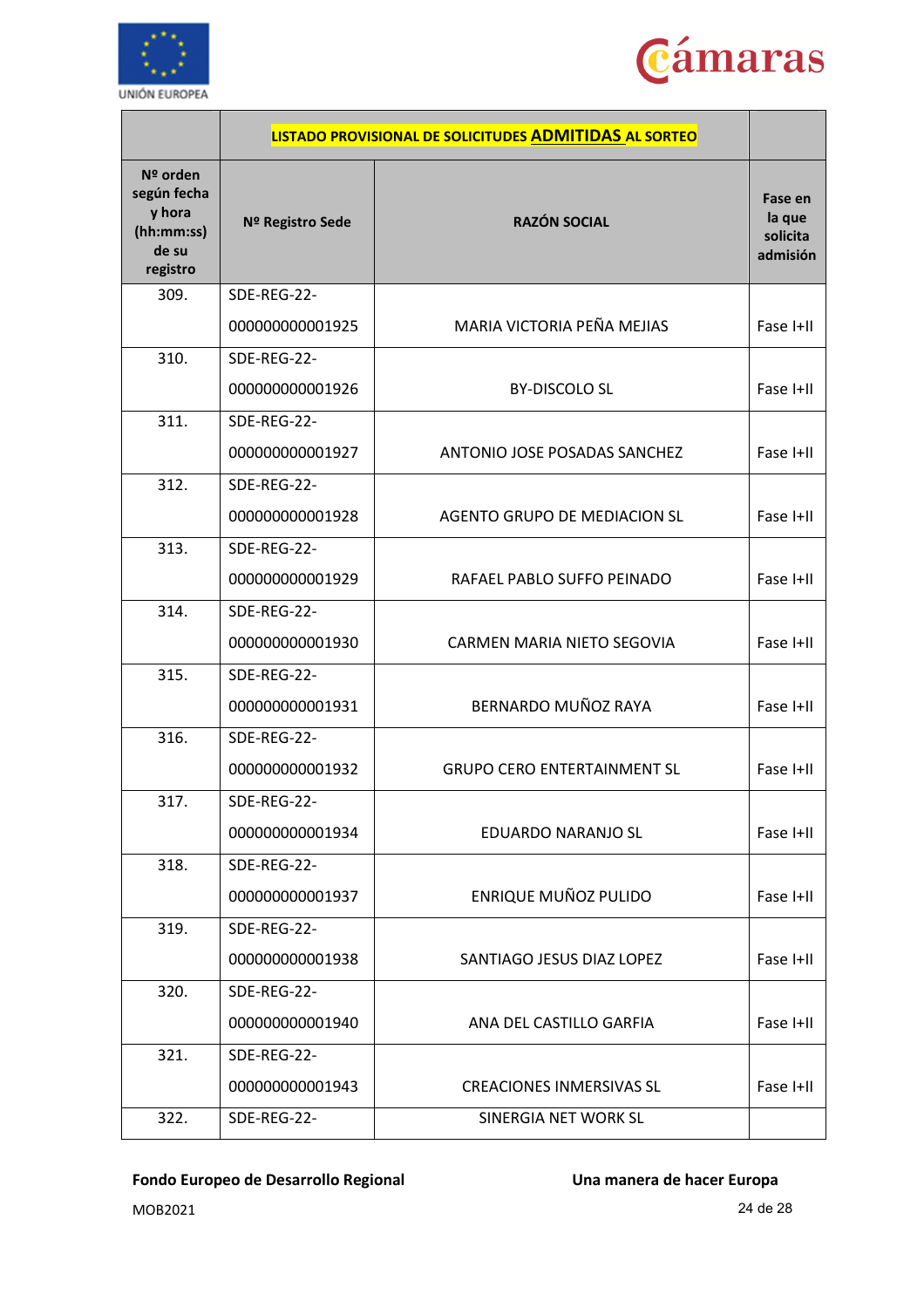| | LISTADO PROVISIONAL DE SOLICITUDES **ADMITIDAS** AL SORTEO | | |
|---|---|---|---|
| **Nº orden según fecha y hora (hh:mm:ss) de su registro** | **Nº Registro Sede** | **RAZÓN SOCIAL** | **Fase en la que solicita admisión** |
| 309. | SDE-REG-22-000000000001925 | MARIA VICTORIA PEÑA MEJIAS | Fase I+II |
| 310. | SDE-REG-22-000000000001926 | BY-DISCOLO SL | Fase I+II |
| 311. | SDE-REG-22-000000000001927 | ANTONIO JOSE POSADAS SANCHEZ | Fase I+II |
| 312. | SDE-REG-22-000000000001928 | AGENTO GRUPO DE MEDIACION SL | Fase I+II |
| 313. | SDE-REG-22-000000000001929 | RAFAEL PABLO SUFFO PEINADO | Fase I+II |
| 314. | SDE-REG-22-000000000001930 | CARMEN MARIA NIETO SEGOVIA | Fase I+II |
| 315. | SDE-REG-22-000000000001931 | BERNARDO MUÑOZ RAYA | Fase I+II |
| 316. | SDE-REG-22-000000000001932 | GRUPO CERO ENTERTAINMENT SL | Fase I+II |
| 317. | SDE-REG-22-000000000001934 | EDUARDO NARANJO SL | Fase I+II |
| 318. | SDE-REG-22-000000000001937 | ENRIQUE MUÑOZ PULIDO | Fase I+II |
| 319. | SDE-REG-22-000000000001938 | SANTIAGO JESUS DIAZ LOPEZ | Fase I+II |
| 320. | SDE-REG-22-000000000001940 | ANA DEL CASTILLO GARFIA | Fase I+II |
| 321. | SDE-REG-22-000000000001943 | CREACIONES INMERSIVAS SL | Fase I+II |
| 322. | SDE-REG-22- | SINERGIA NET WORK SL | |

**Fondo Europeo de Desarrollo Regional** **Una manera de hacer Europa**

MOB2021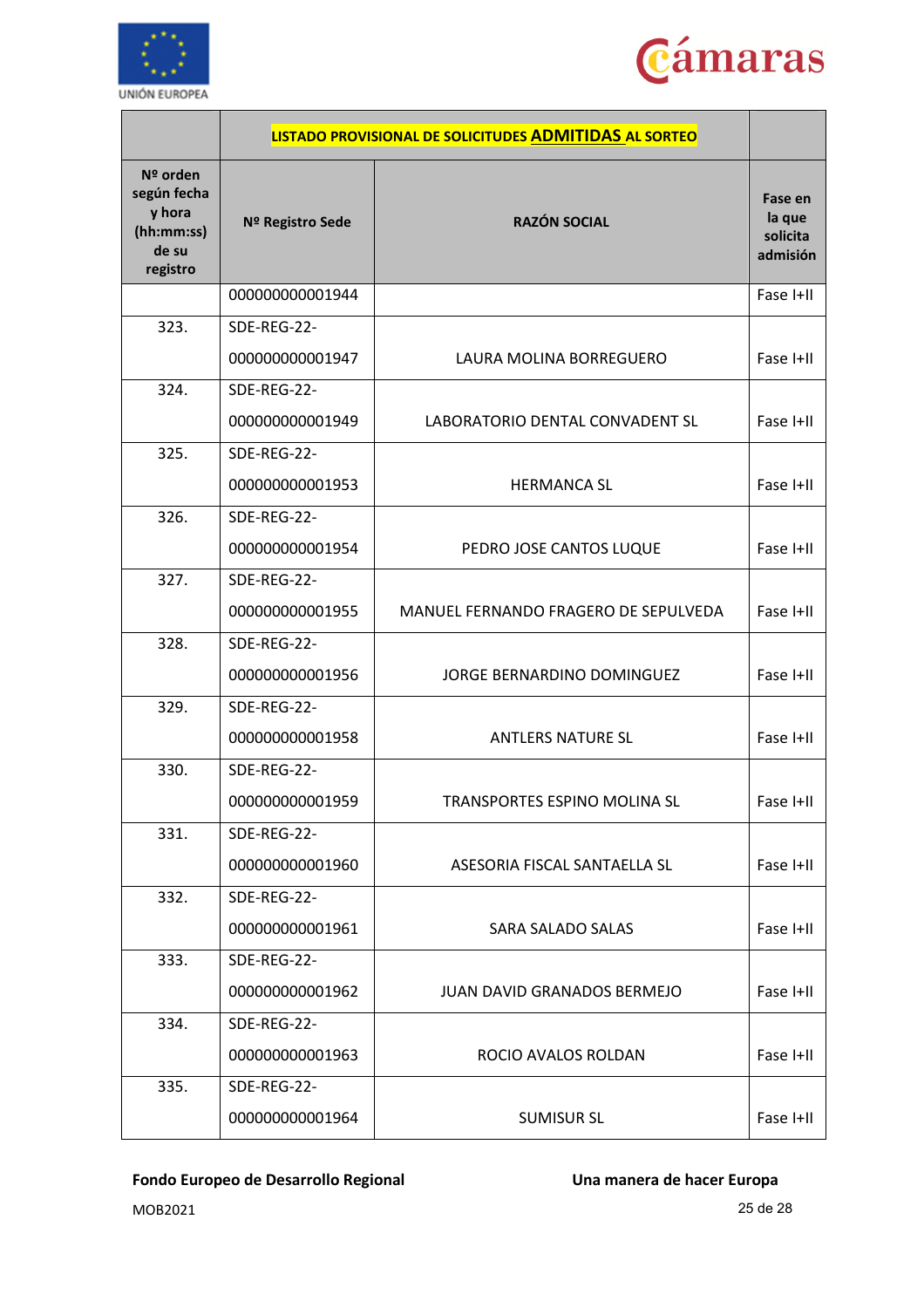| | LISTADO PROVISIONAL DE SOLICITUDES **ADMITIDAS** AL SORTEO | | |
|---|---|---|---|
| **Nº orden según fecha y hora (hh:mm:ss) de su registro** | **Nº Registro Sede** | **RAZÓN SOCIAL** | **Fase en la que solicita admisión** |
| | 000000000001944 | | Fase I+II |
| 323. | SDE-REG-22-000000000001947 | LAURA MOLINA BORREGUERO | Fase I+II |
| 324. | SDE-REG-22-000000000001949 | LABORATORIO DENTAL CONVADENT SL | Fase I+II |
| 325. | SDE-REG-22-000000000001953 | HERMANCA SL | Fase I+II |
| 326. | SDE-REG-22-000000000001954 | PEDRO JOSE CANTOS LUQUE | Fase I+II |
| 327. | SDE-REG-22-000000000001955 | MANUEL FERNANDO FRAGERO DE SEPULVEDA | Fase I+II |
| 328. | SDE-REG-22-000000000001956 | JORGE BERNARDINO DOMINGUEZ | Fase I+II |
| 329. | SDE-REG-22-000000000001958 | ANTLERS NATURE SL | Fase I+II |
| 330. | SDE-REG-22-000000000001959 | TRANSPORTES ESPINO MOLINA SL | Fase I+II |
| 331. | SDE-REG-22-000000000001960 | ASESORIA FISCAL SANTAELLA SL | Fase I+II |
| 332. | SDE-REG-22-000000000001961 | SARA SALADO SALAS | Fase I+II |
| 333. | SDE-REG-22-000000000001962 | JUAN DAVID GRANADOS BERMEJO | Fase I+II |
| 334. | SDE-REG-22-000000000001963 | ROCIO AVALOS ROLDAN | Fase I+II |
| 335. | SDE-REG-22-000000000001964 | SUMISUR SL | Fase I+II |

**Fondo Europeo de Desarrollo Regional** **Una manera de hacer Europa**

MOB2021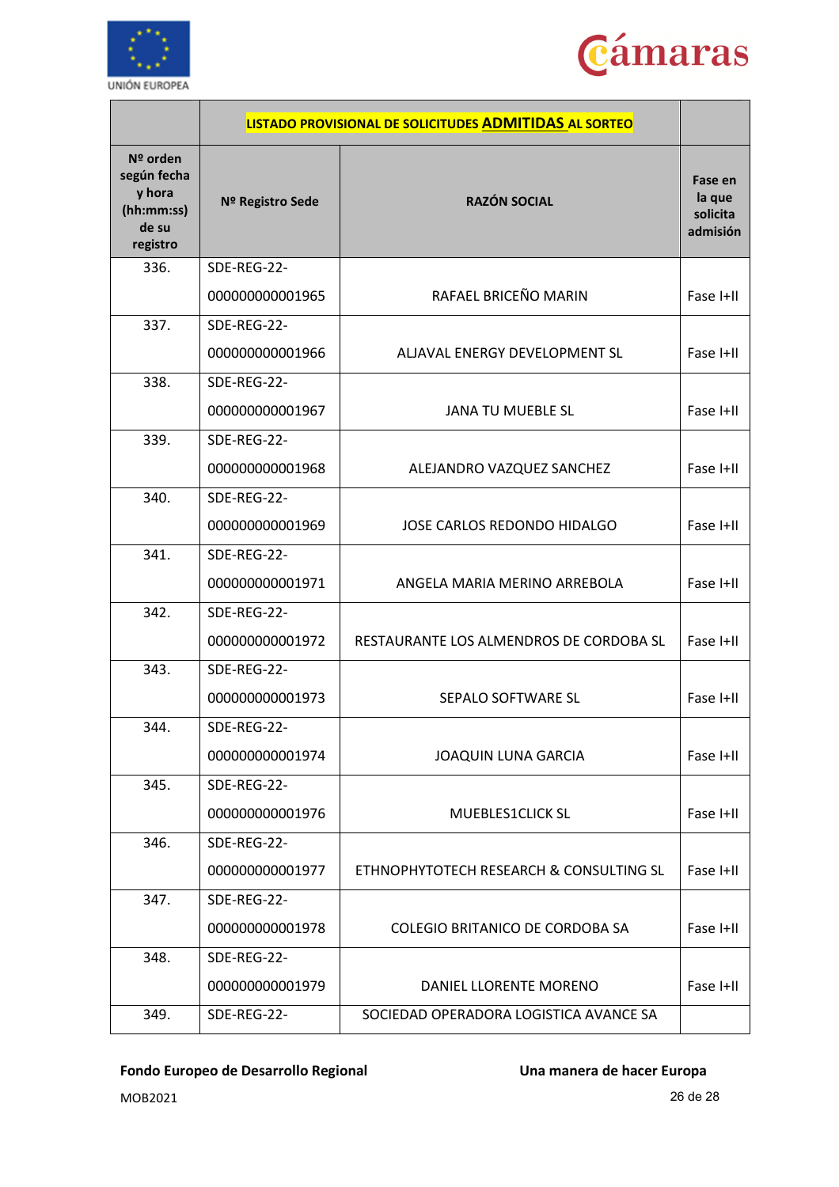| | LISTADO PROVISIONAL DE SOLICITUDES **ADMITIDAS** AL SORTEO | | |
|---|---|---|---|
| **Nº orden según fecha y hora (hh:mm:ss) de su registro** | **Nº Registro Sede** | **RAZÓN SOCIAL** | **Fase en la que solicita admisión** |
| 336. | SDE-REG-22-000000000001965 | RAFAEL BRICEÑO MARIN | Fase I+II |
| 337. | SDE-REG-22-000000000001966 | ALJAVAL ENERGY DEVELOPMENT SL | Fase I+II |
| 338. | SDE-REG-22-000000000001967 | JANA TU MUEBLE SL | Fase I+II |
| 339. | SDE-REG-22-000000000001968 | ALEJANDRO VAZQUEZ SANCHEZ | Fase I+II |
| 340. | SDE-REG-22-000000000001969 | JOSE CARLOS REDONDO HIDALGO | Fase I+II |
| 341. | SDE-REG-22-000000000001971 | ANGELA MARIA MERINO ARREBOLA | Fase I+II |
| 342. | SDE-REG-22-000000000001972 | RESTAURANTE LOS ALMENDROS DE CORDOBA SL | Fase I+II |
| 343. | SDE-REG-22-000000000001973 | SEPALO SOFTWARE SL | Fase I+II |
| 344. | SDE-REG-22-000000000001974 | JOAQUIN LUNA GARCIA | Fase I+II |
| 345. | SDE-REG-22-000000000001976 | MUEBLES1CLICK SL | Fase I+II |
| 346. | SDE-REG-22-000000000001977 | ETHNOPHYTOTECH RESEARCH & CONSULTING SL | Fase I+II |
| 347. | SDE-REG-22-000000000001978 | COLEGIO BRITANICO DE CORDOBA SA | Fase I+II |
| 348. | SDE-REG-22-000000000001979 | DANIEL LLORENTE MORENO | Fase I+II |
| 349. | SDE-REG-22- | SOCIEDAD OPERADORA LOGISTICA AVANCE SA | |

**Fondo Europeo de Desarrollo Regional** **Una manera de hacer Europa**

MOB2021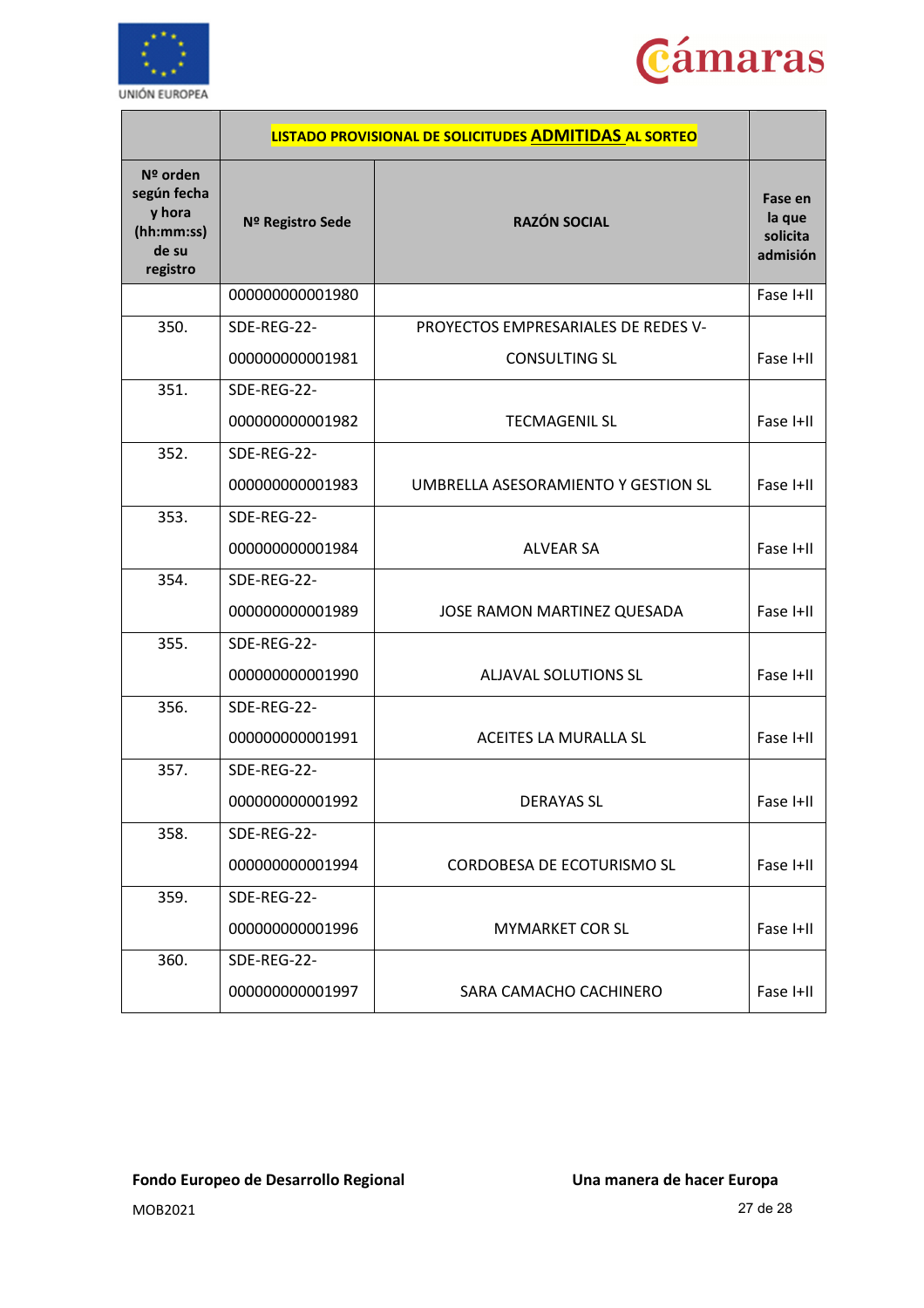| | LISTADO PROVISIONAL DE SOLICITUDES **ADMITIDAS** AL SORTEO | | |
|---|---|---|---|
| **Nº orden según fecha y hora (hh:mm:ss) de su registro** | **Nº Registro Sede** | **RAZÓN SOCIAL** | **Fase en la que solicita admisión** |
| | 000000000001980 | | Fase I+II |
| 350. | SDE-REG-22-000000000001981 | PROYECTOS EMPRESARIALES DE REDES V-CONSULTING SL | Fase I+II |
| 351. | SDE-REG-22-000000000001982 | TECMAGENIL SL | Fase I+II |
| 352. | SDE-REG-22-000000000001983 | UMBRELLA ASESORAMIENTO Y GESTION SL | Fase I+II |
| 353. | SDE-REG-22-000000000001984 | ALVEAR SA | Fase I+II |
| 354. | SDE-REG-22-000000000001989 | JOSE RAMON MARTINEZ QUESADA | Fase I+II |
| 355. | SDE-REG-22-000000000001990 | ALJAVAL SOLUTIONS SL | Fase I+II |
| 356. | SDE-REG-22-000000000001991 | ACEITES LA MURALLA SL | Fase I+II |
| 357. | SDE-REG-22-000000000001992 | DERAYAS SL | Fase I+II |
| 358. | SDE-REG-22-000000000001994 | CORDOBESA DE ECOTURISMO SL | Fase I+II |
| 359. | SDE-REG-22-000000000001996 | MYMARKET COR SL | Fase I+II |
| 360. | SDE-REG-22-000000000001997 | SARA CAMACHO CACHINERO | Fase I+II |

**Fondo Europeo de Desarrollo Regional** **Una manera de hacer Europa**

MOB2021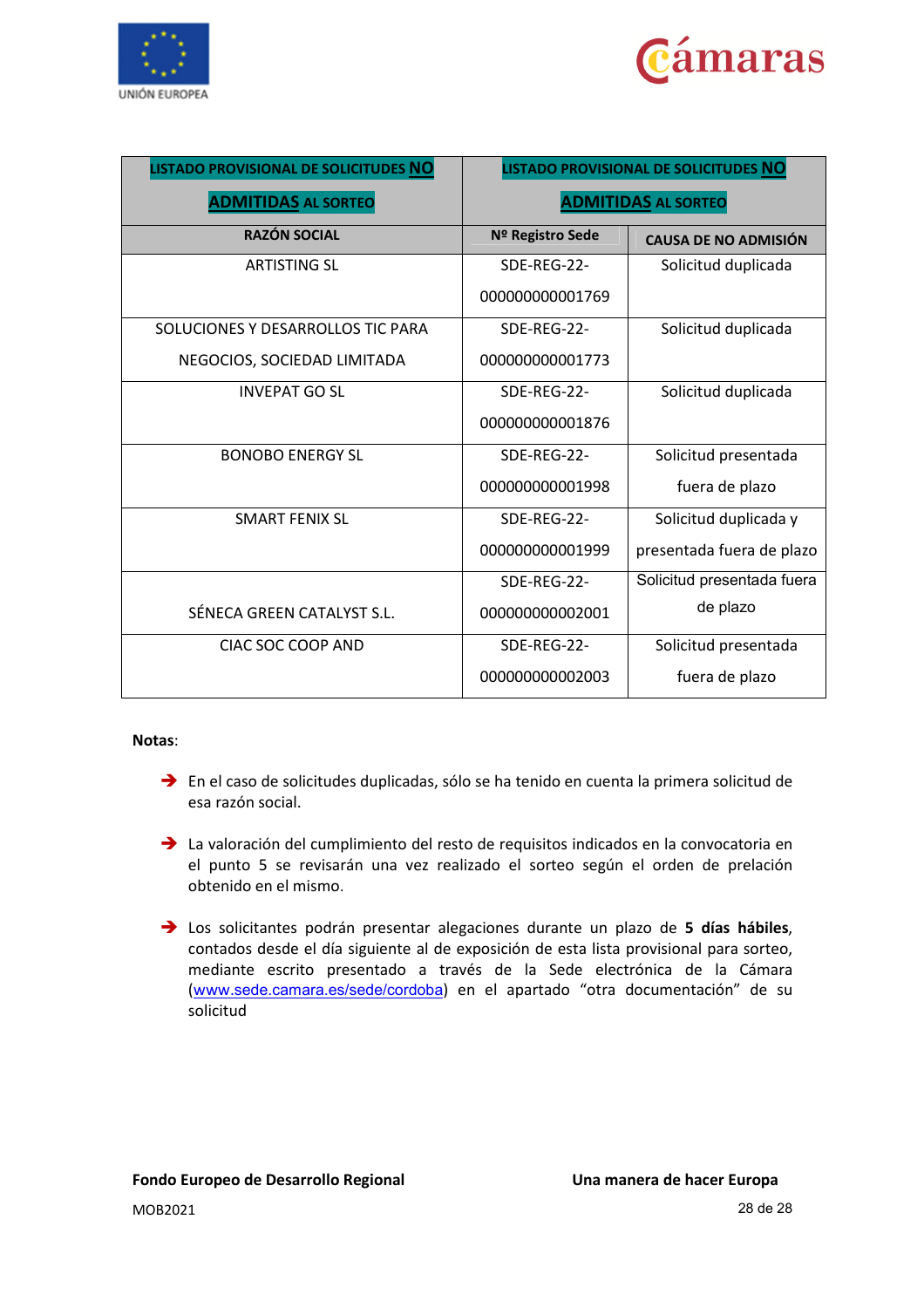| LISTADO PROVISIONAL DE SOLICITUDES **NO ADMITIDAS** AL SORTEO | LISTADO PROVISIONAL DE SOLICITUDES **NO ADMITIDAS** AL SORTEO | |
|---|---|---|
| **RAZÓN SOCIAL** | **Nº Registro Sede** | **CAUSA DE NO ADMISIÓN** |
| ARTISTING SL | SDE-REG-22-000000000001769 | Solicitud duplicada |
| SOLUCIONES Y DESARROLLOS TIC PARA NEGOCIOS, SOCIEDAD LIMITADA | SDE-REG-22-000000000001773 | Solicitud duplicada |
| INVEPAT GO SL | SDE-REG-22-000000000001876 | Solicitud duplicada |
| BONOBO ENERGY SL | SDE-REG-22-000000000001998 | Solicitud presentada fuera de plazo |
| SMART FENIX SL | SDE-REG-22-000000000001999 | Solicitud duplicada y presentada fuera de plazo |
| SÉNECA GREEN CATALYST S.L. | SDE-REG-22-000000000002001 | Solicitud presentada fuera de plazo |
| CIAC SOC COOP AND | SDE-REG-22-000000000002003 | Solicitud presentada fuera de plazo |

**Notas**:

- En el caso de solicitudes duplicadas, sólo se ha tenido en cuenta la primera solicitud de esa razón social.
- La valoración del cumplimiento del resto de requisitos indicados en la convocatoria en el punto 5 se revisarán una vez realizado el sorteo según el orden de prelación obtenido en el mismo.
- Los solicitantes podrán presentar alegaciones durante un plazo de **5 días hábiles**, contados desde el día siguiente al de exposición de esta lista provisional para sorteo, mediante escrito presentado a través de la Sede electrónica de la Cámara (www.sede.camara.es/sede/cordoba) en el apartado "otra documentación" de su solicitud